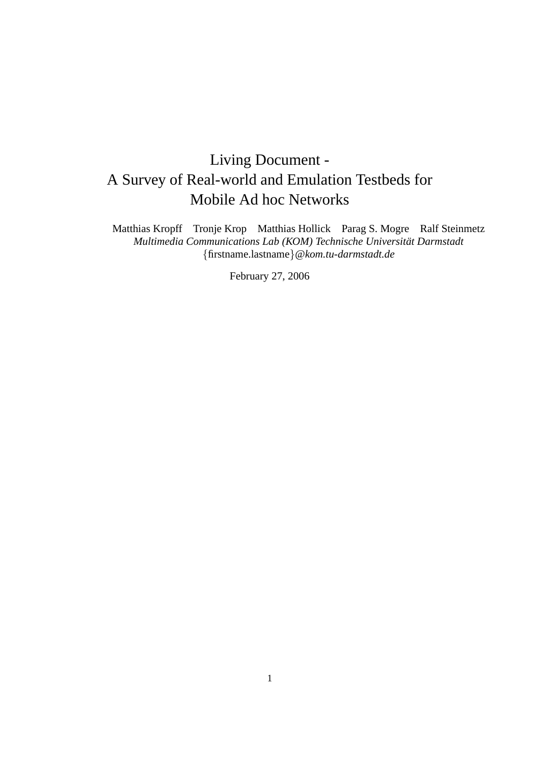# Living Document - A Survey of Real-world and Emulation Testbeds for Mobile Ad hoc Networks

Matthias Kropff    Tronje Krop    Matthias Hollick    Parag S. Mogre    Ralf Steinmetz

*Multimedia Communications Lab (KOM) Technische Universität Darmstadt*

{firstname.lastname}@*kom.tu-darmstadt.de*

February 27, 2006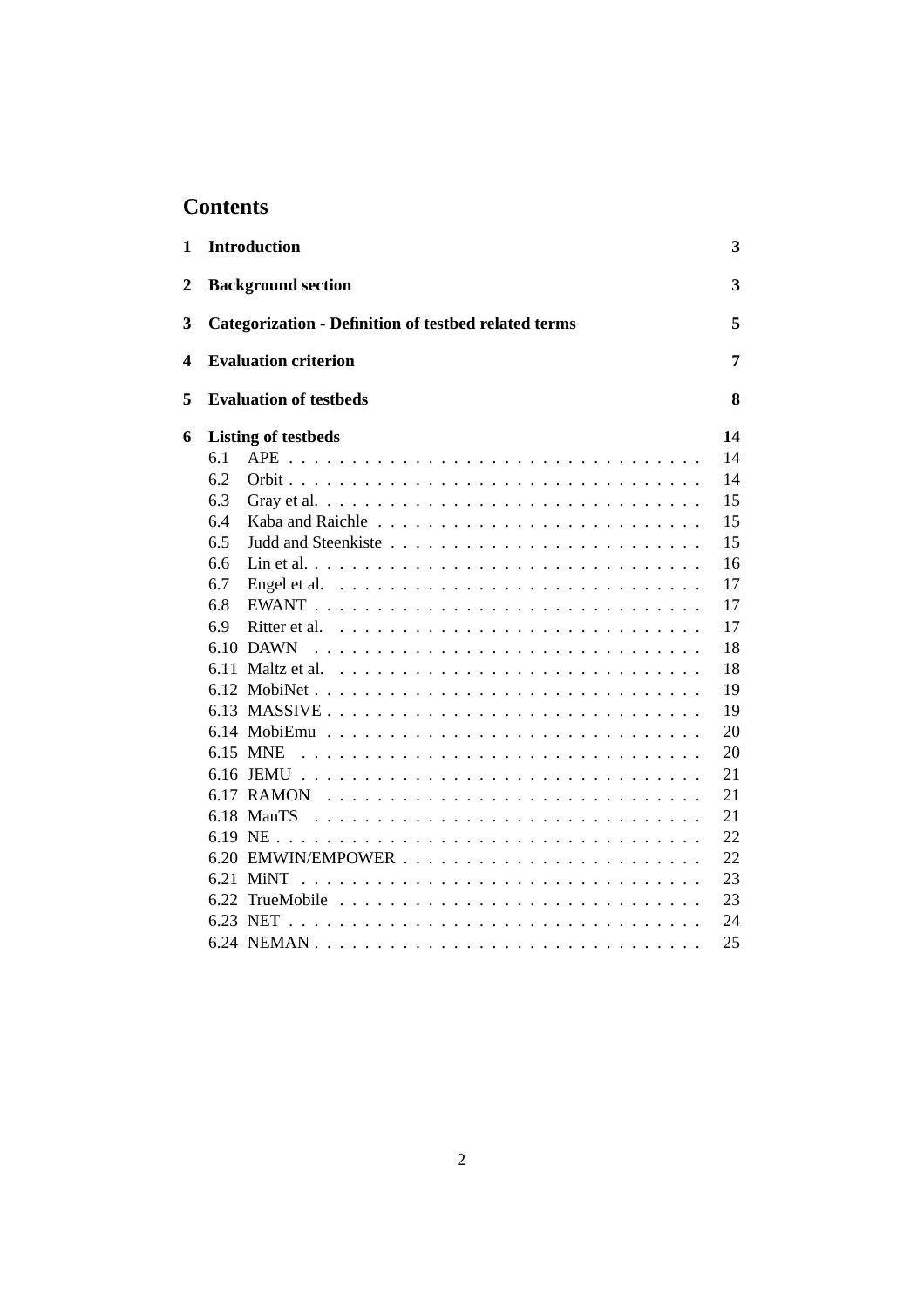# Contents

| | | |
|---|---|---|
| **1** | **Introduction** | **3** |
| **2** | **Background section** | **3** |
| **3** | **Categorization - Definition of testbed related terms** | **5** |
| **4** | **Evaluation criterion** | **7** |
| **5** | **Evaluation of testbeds** | **8** |
| **6** | **Listing of testbeds** | **14** |
| 6.1 | APE | 14 |
| 6.2 | Orbit | 14 |
| 6.3 | Gray et al. | 15 |
| 6.4 | Kaba and Raichle | 15 |
| 6.5 | Judd and Steenkiste | 15 |
| 6.6 | Lin et al. | 16 |
| 6.7 | Engel et al. | 17 |
| 6.8 | EWANT | 17 |
| 6.9 | Ritter et al. | 17 |
| 6.10 | DAWN | 18 |
| 6.11 | Maltz et al. | 18 |
| 6.12 | MobiNet | 19 |
| 6.13 | MASSIVE | 19 |
| 6.14 | MobiEmu | 20 |
| 6.15 | MNE | 20 |
| 6.16 | JEMU | 21 |
| 6.17 | RAMON | 21 |
| 6.18 | ManTS | 21 |
| 6.19 | NE | 22 |
| 6.20 | EMWIN/EMPOWER | 22 |
| 6.21 | MiNT | 23 |
| 6.22 | TrueMobile | 23 |
| 6.23 | NET | 24 |
| 6.24 | NEMAN | 25 |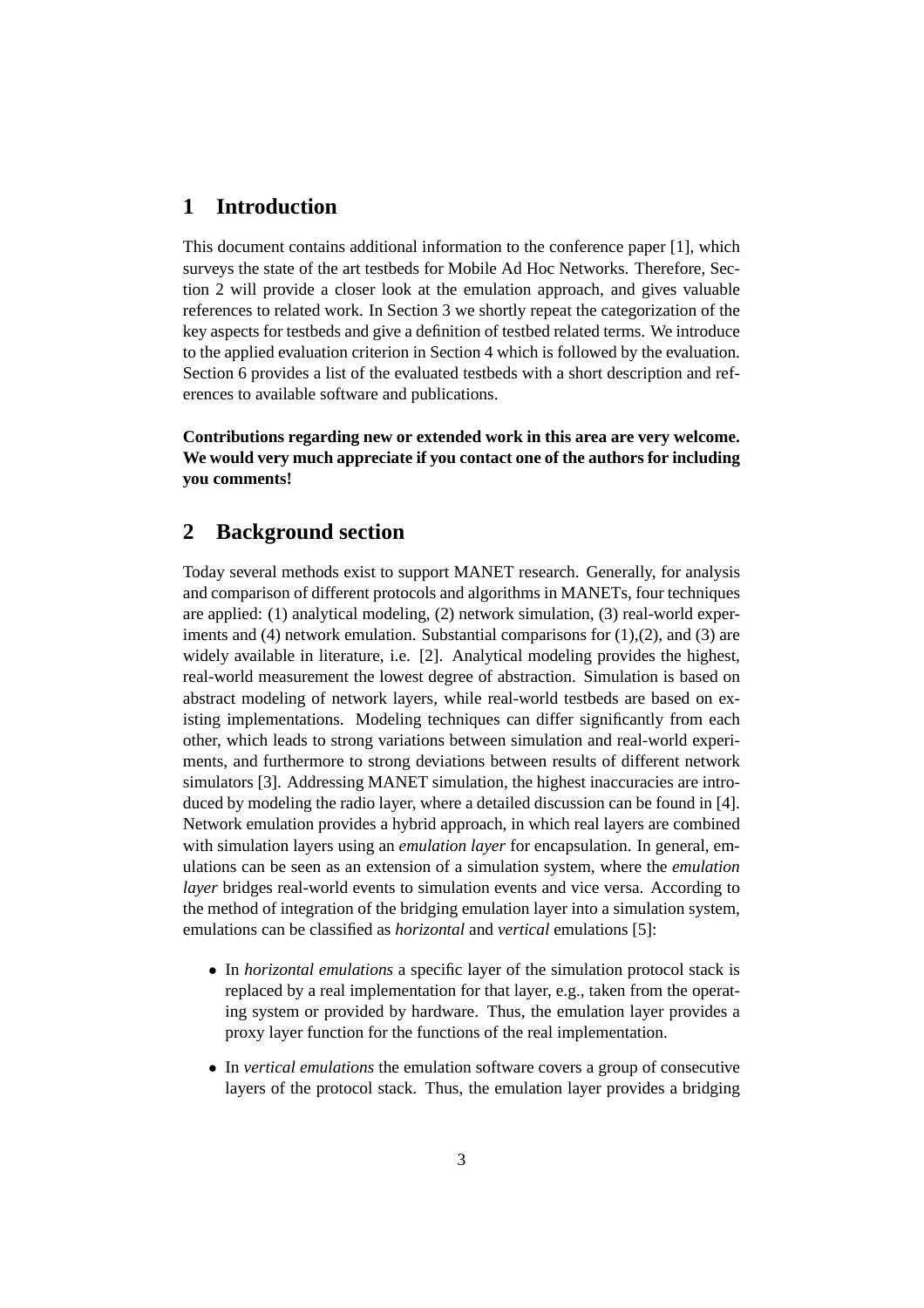# 1 Introduction

This document contains additional information to the conference paper [1], which surveys the state of the art testbeds for Mobile Ad Hoc Networks. Therefore, Section 2 will provide a closer look at the emulation approach, and gives valuable references to related work. In Section 3 we shortly repeat the categorization of the key aspects for testbeds and give a definition of testbed related terms. We introduce to the applied evaluation criterion in Section 4 which is followed by the evaluation. Section 6 provides a list of the evaluated testbeds with a short description and references to available software and publications.

**Contributions regarding new or extended work in this area are very welcome. We would very much appreciate if you contact one of the authors for including you comments!**

# 2 Background section

Today several methods exist to support MANET research. Generally, for analysis and comparison of different protocols and algorithms in MANETs, four techniques are applied: (1) analytical modeling, (2) network simulation, (3) real-world experiments and (4) network emulation. Substantial comparisons for (1),(2), and (3) are widely available in literature, i.e. [2]. Analytical modeling provides the highest, real-world measurement the lowest degree of abstraction. Simulation is based on abstract modeling of network layers, while real-world testbeds are based on existing implementations. Modeling techniques can differ significantly from each other, which leads to strong variations between simulation and real-world experiments, and furthermore to strong deviations between results of different network simulators [3]. Addressing MANET simulation, the highest inaccuracies are introduced by modeling the radio layer, where a detailed discussion can be found in [4]. Network emulation provides a hybrid approach, in which real layers are combined with simulation layers using an *emulation layer* for encapsulation. In general, emulations can be seen as an extension of a simulation system, where the *emulation layer* bridges real-world events to simulation events and vice versa. According to the method of integration of the bridging emulation layer into a simulation system, emulations can be classified as *horizontal* and *vertical* emulations [5]:

- In *horizontal emulations* a specific layer of the simulation protocol stack is replaced by a real implementation for that layer, e.g., taken from the operating system or provided by hardware. Thus, the emulation layer provides a proxy layer function for the functions of the real implementation.
- In *vertical emulations* the emulation software covers a group of consecutive layers of the protocol stack. Thus, the emulation layer provides a bridging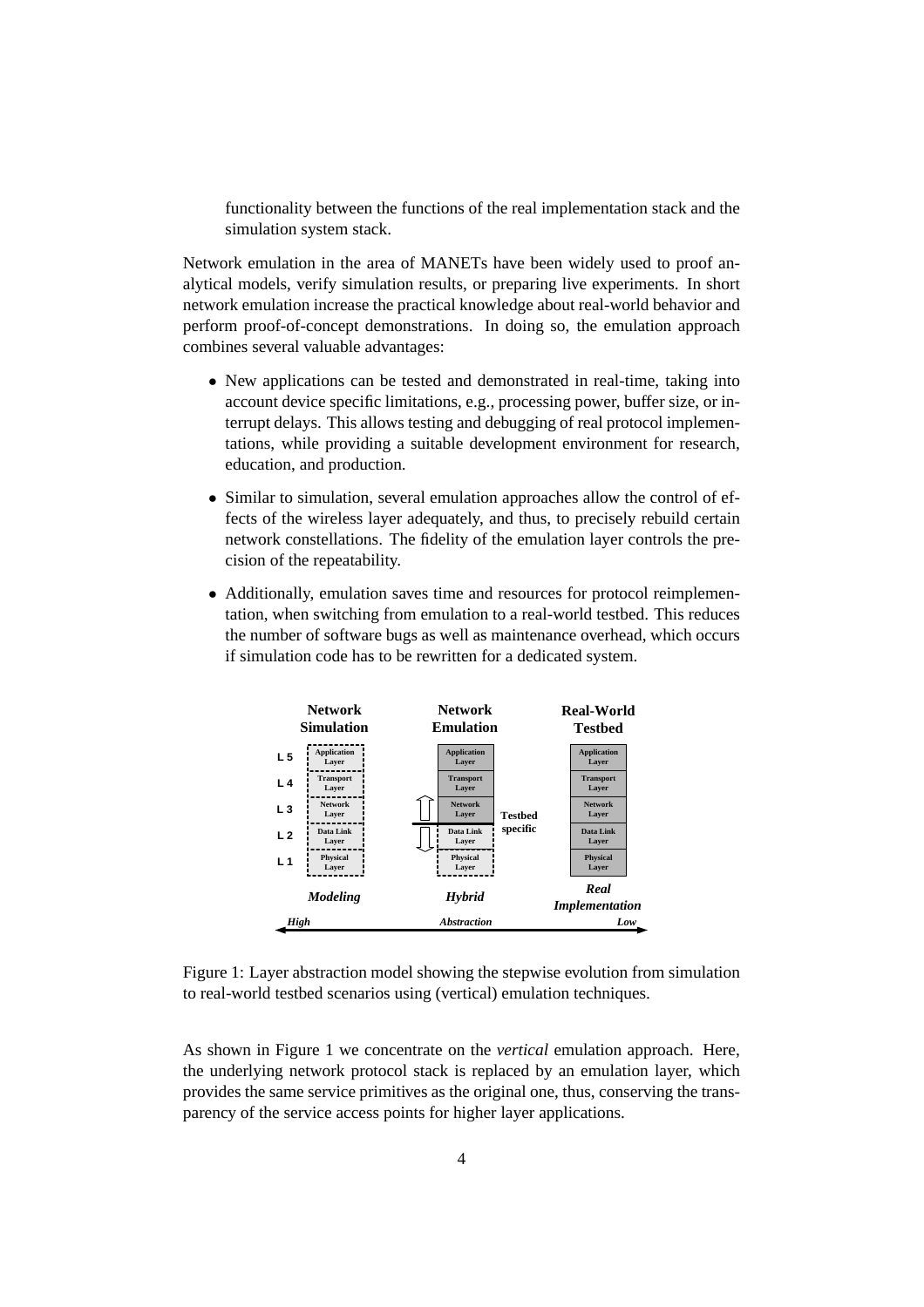functionality between the functions of the real implementation stack and the simulation system stack.

Network emulation in the area of MANETs have been widely used to proof analytical models, verify simulation results, or preparing live experiments. In short network emulation increase the practical knowledge about real-world behavior and perform proof-of-concept demonstrations. In doing so, the emulation approach combines several valuable advantages:

- New applications can be tested and demonstrated in real-time, taking into account device specific limitations, e.g., processing power, buffer size, or interrupt delays. This allows testing and debugging of real protocol implementations, while providing a suitable development environment for research, education, and production.
- Similar to simulation, several emulation approaches allow the control of effects of the wireless layer adequately, and thus, to precisely rebuild certain network constellations. The fidelity of the emulation layer controls the precision of the repeatability.
- Additionally, emulation saves time and resources for protocol reimplementation, when switching from emulation to a real-world testbed. This reduces the number of software bugs as well as maintenance overhead, which occurs if simulation code has to be rewritten for a dedicated system.

Figure 1: Layer abstraction model showing the stepwise evolution from simulation to real-world testbed scenarios using (vertical) emulation techniques.

As shown in Figure 1 we concentrate on the *vertical* emulation approach. Here, the underlying network protocol stack is replaced by an emulation layer, which provides the same service primitives as the original one, thus, conserving the transparency of the service access points for higher layer applications.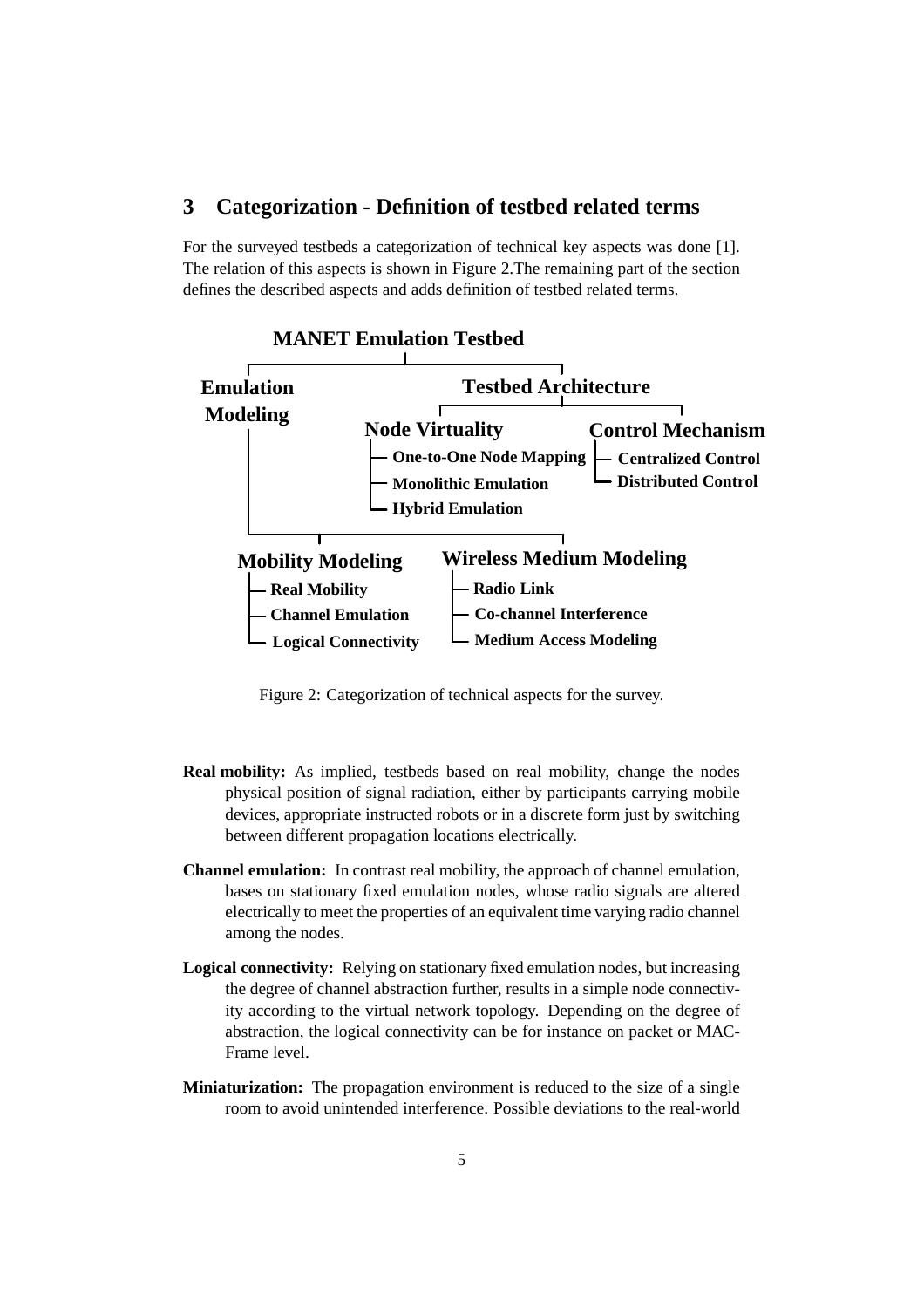## 3 Categorization - Definition of testbed related terms

For the surveyed testbeds a categorization of technical key aspects was done [1]. The relation of this aspects is shown in Figure 2.The remaining part of the section defines the described aspects and adds definition of testbed related terms.

**MANET Emulation Testbed**

- **Emulation Modeling**
  - **Mobility Modeling**
    - Real Mobility
    - Channel Emulation
    - Logical Connectivity
  - **Wireless Medium Modeling**
    - Radio Link
    - Co-channel Interference
    - Medium Access Modeling
- **Testbed Architecture**
  - **Node Virtuality**
    - One-to-One Node Mapping
    - Monolithic Emulation
    - Hybrid Emulation
  - **Control Mechanism**
    - Centralized Control
    - Distributed Control

Figure 2: Categorization of technical aspects for the survey.

**Real mobility:** As implied, testbeds based on real mobility, change the nodes physical position of signal radiation, either by participants carrying mobile devices, appropriate instructed robots or in a discrete form just by switching between different propagation locations electrically.

**Channel emulation:** In contrast real mobility, the approach of channel emulation, bases on stationary fixed emulation nodes, whose radio signals are altered electrically to meet the properties of an equivalent time varying radio channel among the nodes.

**Logical connectivity:** Relying on stationary fixed emulation nodes, but increasing the degree of channel abstraction further, results in a simple node connectivity according to the virtual network topology. Depending on the degree of abstraction, the logical connectivity can be for instance on packet or MAC-Frame level.

**Miniaturization:** The propagation environment is reduced to the size of a single room to avoid unintended interference. Possible deviations to the real-world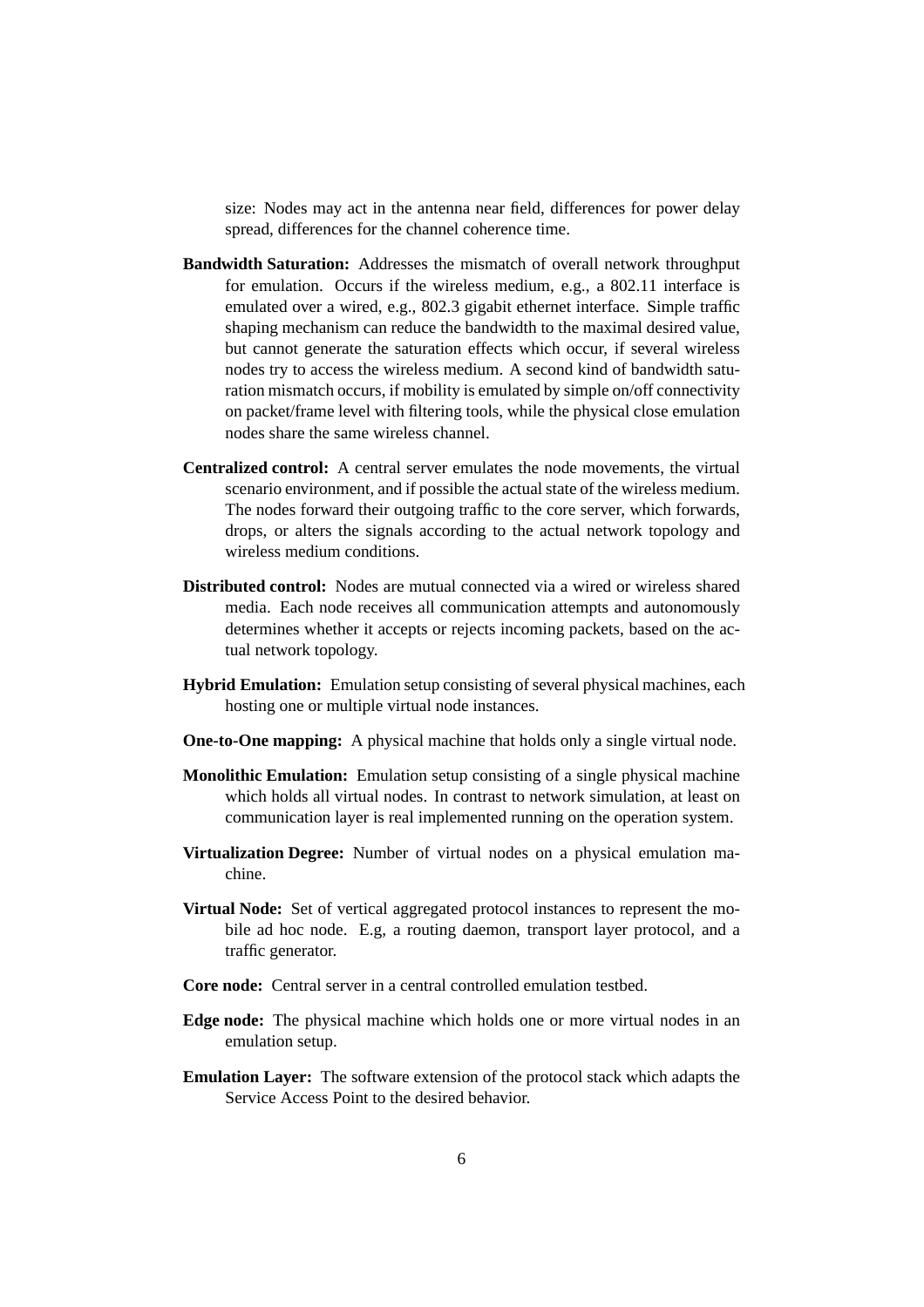size: Nodes may act in the antenna near field, differences for power delay spread, differences for the channel coherence time.

**Bandwidth Saturation:** Addresses the mismatch of overall network throughput for emulation. Occurs if the wireless medium, e.g., a 802.11 interface is emulated over a wired, e.g., 802.3 gigabit ethernet interface. Simple traffic shaping mechanism can reduce the bandwidth to the maximal desired value, but cannot generate the saturation effects which occur, if several wireless nodes try to access the wireless medium. A second kind of bandwidth saturation mismatch occurs, if mobility is emulated by simple on/off connectivity on packet/frame level with filtering tools, while the physical close emulation nodes share the same wireless channel.

**Centralized control:** A central server emulates the node movements, the virtual scenario environment, and if possible the actual state of the wireless medium. The nodes forward their outgoing traffic to the core server, which forwards, drops, or alters the signals according to the actual network topology and wireless medium conditions.

**Distributed control:** Nodes are mutual connected via a wired or wireless shared media. Each node receives all communication attempts and autonomously determines whether it accepts or rejects incoming packets, based on the actual network topology.

**Hybrid Emulation:** Emulation setup consisting of several physical machines, each hosting one or multiple virtual node instances.

**One-to-One mapping:** A physical machine that holds only a single virtual node.

**Monolithic Emulation:** Emulation setup consisting of a single physical machine which holds all virtual nodes. In contrast to network simulation, at least on communication layer is real implemented running on the operation system.

**Virtualization Degree:** Number of virtual nodes on a physical emulation machine.

**Virtual Node:** Set of vertical aggregated protocol instances to represent the mobile ad hoc node. E.g, a routing daemon, transport layer protocol, and a traffic generator.

**Core node:** Central server in a central controlled emulation testbed.

**Edge node:** The physical machine which holds one or more virtual nodes in an emulation setup.

**Emulation Layer:** The software extension of the protocol stack which adapts the Service Access Point to the desired behavior.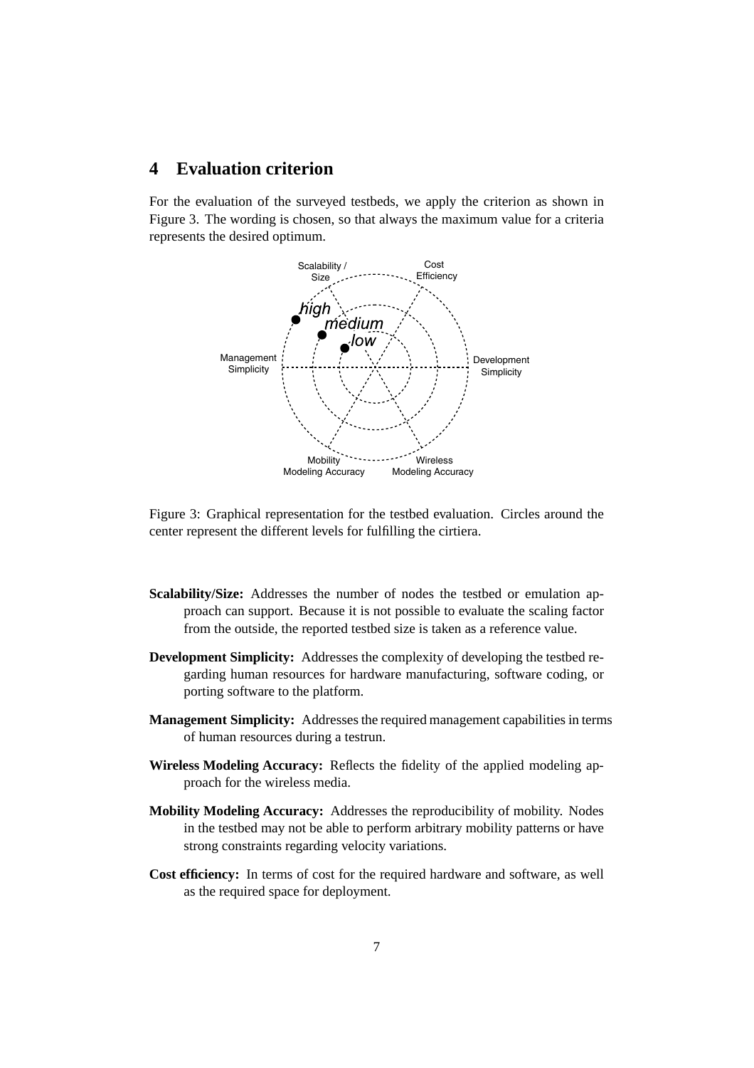# 4 Evaluation criterion

For the evaluation of the surveyed testbeds, we apply the criterion as shown in Figure 3. The wording is chosen, so that always the maximum value for a criteria represents the desired optimum.

Figure 3: Graphical representation for the testbed evaluation. Circles around the center represent the different levels for fulfilling the cirtiera.

**Scalability/Size:** Addresses the number of nodes the testbed or emulation approach can support. Because it is not possible to evaluate the scaling factor from the outside, the reported testbed size is taken as a reference value.

**Development Simplicity:** Addresses the complexity of developing the testbed regarding human resources for hardware manufacturing, software coding, or porting software to the platform.

**Management Simplicity:** Addresses the required management capabilities in terms of human resources during a testrun.

**Wireless Modeling Accuracy:** Reflects the fidelity of the applied modeling approach for the wireless media.

**Mobility Modeling Accuracy:** Addresses the reproducibility of mobility. Nodes in the testbed may not be able to perform arbitrary mobility patterns or have strong constraints regarding velocity variations.

**Cost efficiency:** In terms of cost for the required hardware and software, as well as the required space for deployment.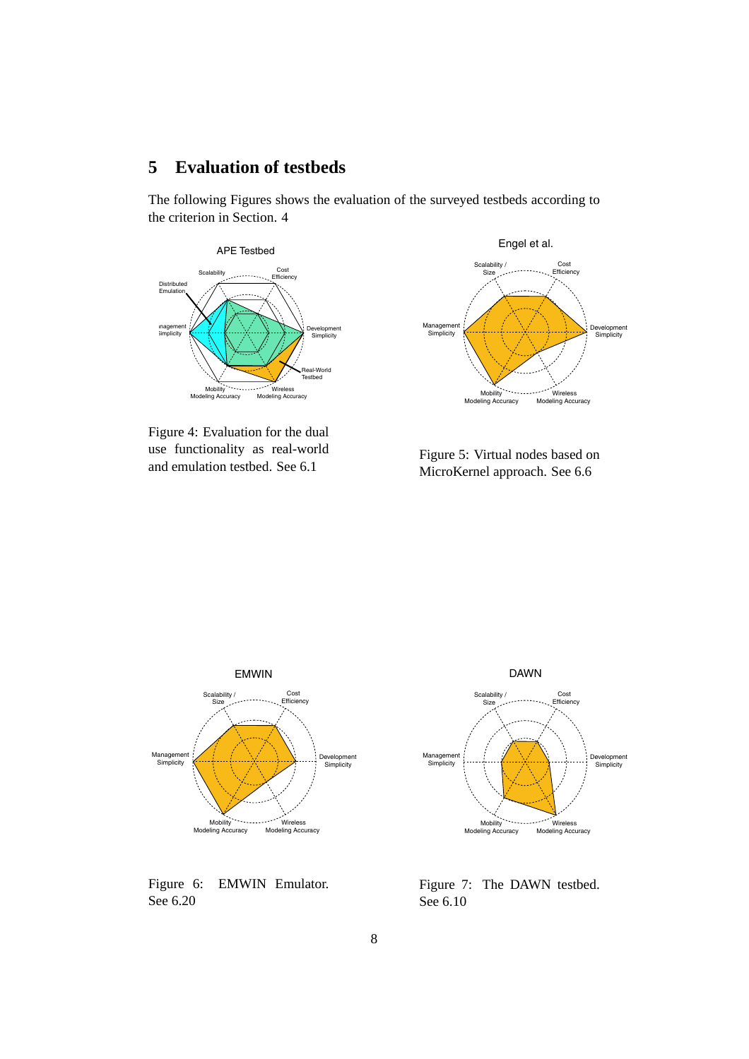## 5 Evaluation of testbeds

The following Figures shows the evaluation of the surveyed testbeds according to the criterion in Section. 4

Figure 4: Evaluation for the dual use functionality as real-world and emulation testbed. See 6.1

Figure 5: Virtual nodes based on MicroKernel approach. See 6.6

Figure 6: EMWIN Emulator. See 6.20

Figure 7: The DAWN testbed. See 6.10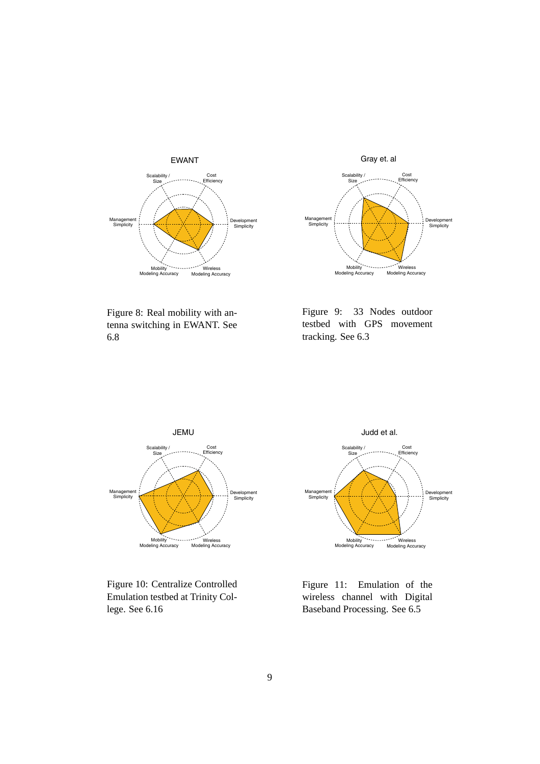Figure 8: Real mobility with antenna switching in EWANT. See 6.8

Figure 9: 33 Nodes outdoor testbed with GPS movement tracking. See 6.3

Figure 10: Centralize Controlled Emulation testbed at Trinity College. See 6.16

Figure 11: Emulation of the wireless channel with Digital Baseband Processing. See 6.5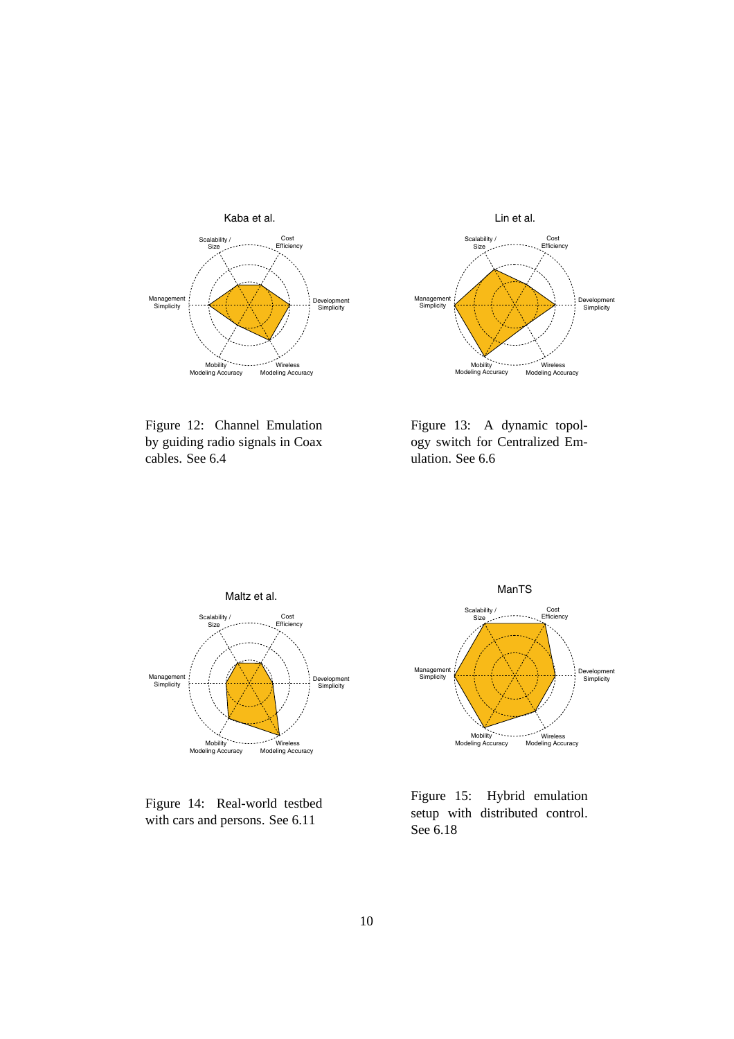Kaba et al.

Scalability / Size · Cost Efficiency · Development Simplicity · Wireless Modeling Accuracy · Mobility Modeling Accuracy · Management Simplicity

Figure 12: Channel Emulation by guiding radio signals in Coax cables. See 6.4

Lin et al.

Scalability / Size · Cost Efficiency · Development Simplicity · Wireless Modeling Accuracy · Mobility Modeling Accuracy · Management Simplicity

Figure 13: A dynamic topology switch for Centralized Emulation. See 6.6

Maltz et al.

Scalability / Size · Cost Efficiency · Development Simplicity · Wireless Modeling Accuracy · Mobility Modeling Accuracy · Management Simplicity

Figure 14: Real-world testbed with cars and persons. See 6.11

ManTS

Scalability / Size · Cost Efficiency · Development Simplicity · Wireless Modeling Accuracy · Mobility Modeling Accuracy · Management Simplicity

Figure 15: Hybrid emulation setup with distributed control. See 6.18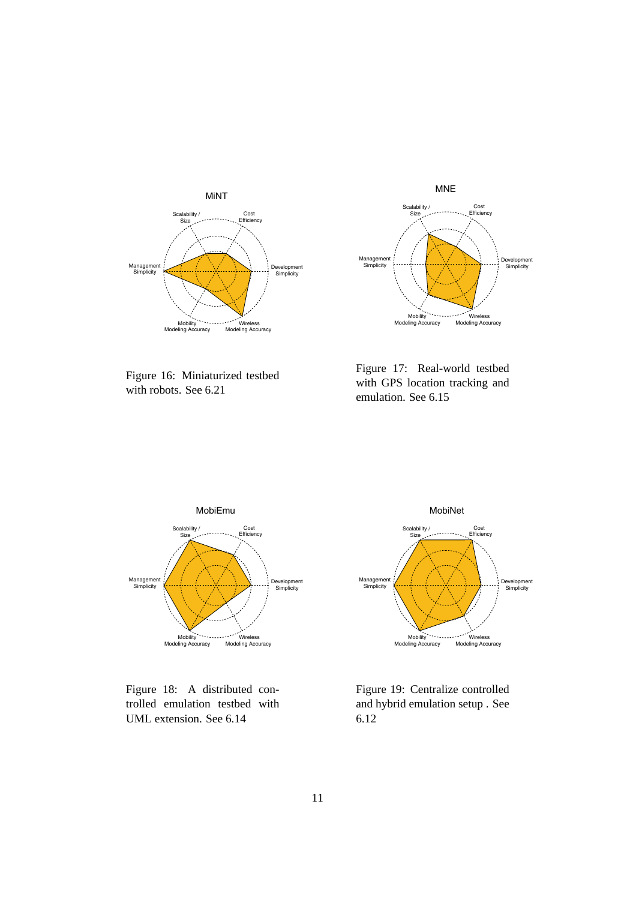MiNT

Scalability / Size, Cost Efficiency, Development Simplicity, Wireless Modeling Accuracy, Mobility Modeling Accuracy, Management Simplicity

Figure 16: Miniaturized testbed with robots. See 6.21

MNE

Scalability / Size, Cost Efficiency, Development Simplicity, Wireless Modeling Accuracy, Mobility Modeling Accuracy, Management Simplicity

Figure 17: Real-world testbed with GPS location tracking and emulation. See 6.15

MobiEmu

Scalability / Size, Cost Efficiency, Development Simplicity, Wireless Modeling Accuracy, Mobility Modeling Accuracy, Management Simplicity

Figure 18: A distributed controlled emulation testbed with UML extension. See 6.14

MobiNet

Scalability / Size, Cost Efficiency, Development Simplicity, Wireless Modeling Accuracy, Mobility Modeling Accuracy, Management Simplicity

Figure 19: Centralize controlled and hybrid emulation setup . See 6.12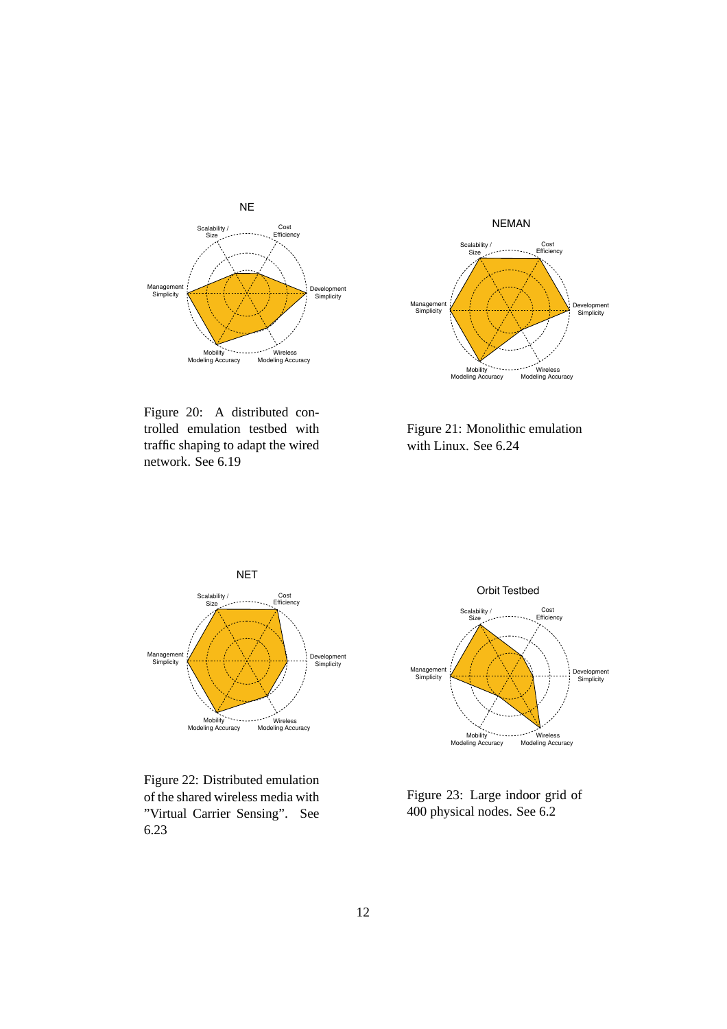Figure 20: A distributed controlled emulation testbed with traffic shaping to adapt the wired network. See 6.19

Figure 21: Monolithic emulation with Linux. See 6.24

Figure 22: Distributed emulation of the shared wireless media with "Virtual Carrier Sensing". See 6.23

Figure 23: Large indoor grid of 400 physical nodes. See 6.2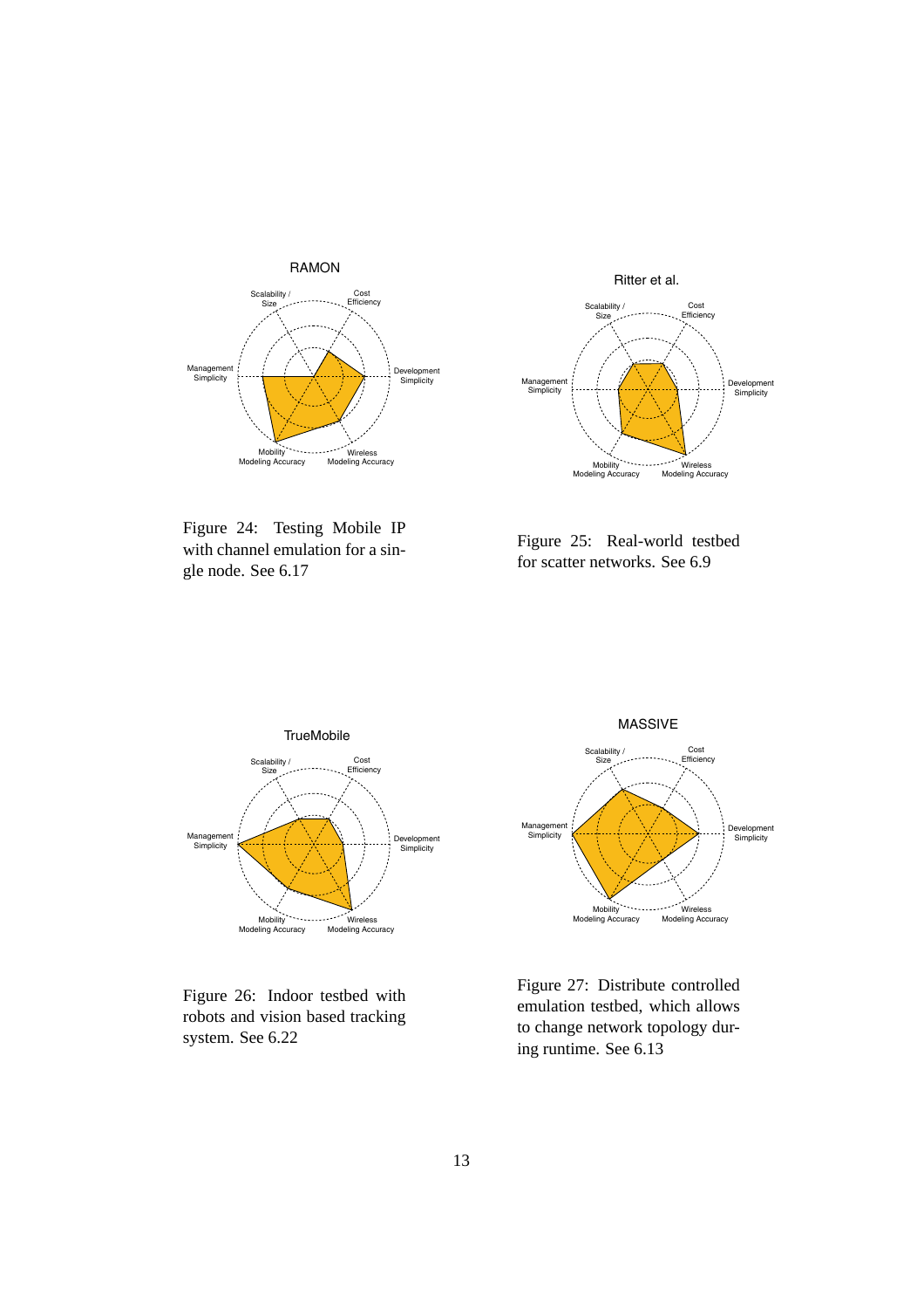RAMON

Scalability / Size — Cost Efficiency — Development Simplicity — Wireless Modeling Accuracy — Mobility Modeling Accuracy — Management Simplicity

Figure 24: Testing Mobile IP with channel emulation for a single node. See 6.17

Ritter et al.

Scalability / Size — Cost Efficiency — Development Simplicity — Wireless Modeling Accuracy — Mobility Modeling Accuracy — Management Simplicity

Figure 25: Real-world testbed for scatter networks. See 6.9

TrueMobile

Scalability / Size — Cost Efficiency — Development Simplicity — Wireless Modeling Accuracy — Mobility Modeling Accuracy — Management Simplicity

Figure 26: Indoor testbed with robots and vision based tracking system. See 6.22

MASSIVE

Scalability / Size — Cost Efficiency — Development Simplicity — Wireless Modeling Accuracy — Mobility Modeling Accuracy — Management Simplicity

Figure 27: Distribute controlled emulation testbed, which allows to change network topology during runtime. See 6.13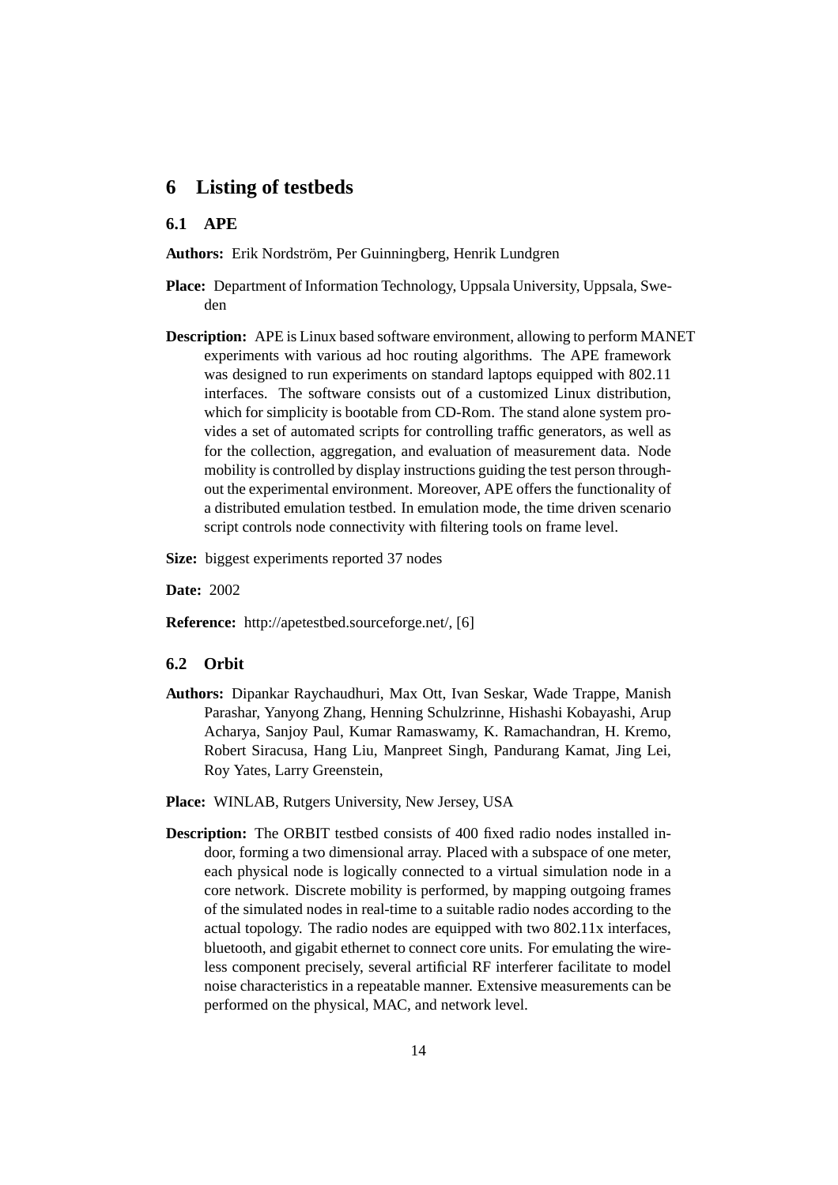# 6 Listing of testbeds

## 6.1 APE

**Authors:** Erik Nordström, Per Guinningberg, Henrik Lundgren

**Place:** Department of Information Technology, Uppsala University, Uppsala, Sweden

**Description:** APE is Linux based software environment, allowing to perform MANET experiments with various ad hoc routing algorithms. The APE framework was designed to run experiments on standard laptops equipped with 802.11 interfaces. The software consists out of a customized Linux distribution, which for simplicity is bootable from CD-Rom. The stand alone system provides a set of automated scripts for controlling traffic generators, as well as for the collection, aggregation, and evaluation of measurement data. Node mobility is controlled by display instructions guiding the test person throughout the experimental environment. Moreover, APE offers the functionality of a distributed emulation testbed. In emulation mode, the time driven scenario script controls node connectivity with filtering tools on frame level.

**Size:** biggest experiments reported 37 nodes

**Date:** 2002

**Reference:** http://apetestbed.sourceforge.net/, [6]

## 6.2 Orbit

**Authors:** Dipankar Raychaudhuri, Max Ott, Ivan Seskar, Wade Trappe, Manish Parashar, Yanyong Zhang, Henning Schulzrinne, Hishashi Kobayashi, Arup Acharya, Sanjoy Paul, Kumar Ramaswamy, K. Ramachandran, H. Kremo, Robert Siracusa, Hang Liu, Manpreet Singh, Pandurang Kamat, Jing Lei, Roy Yates, Larry Greenstein,

**Place:** WINLAB, Rutgers University, New Jersey, USA

**Description:** The ORBIT testbed consists of 400 fixed radio nodes installed indoor, forming a two dimensional array. Placed with a subspace of one meter, each physical node is logically connected to a virtual simulation node in a core network. Discrete mobility is performed, by mapping outgoing frames of the simulated nodes in real-time to a suitable radio nodes according to the actual topology. The radio nodes are equipped with two 802.11x interfaces, bluetooth, and gigabit ethernet to connect core units. For emulating the wireless component precisely, several artificial RF interferer facilitate to model noise characteristics in a repeatable manner. Extensive measurements can be performed on the physical, MAC, and network level.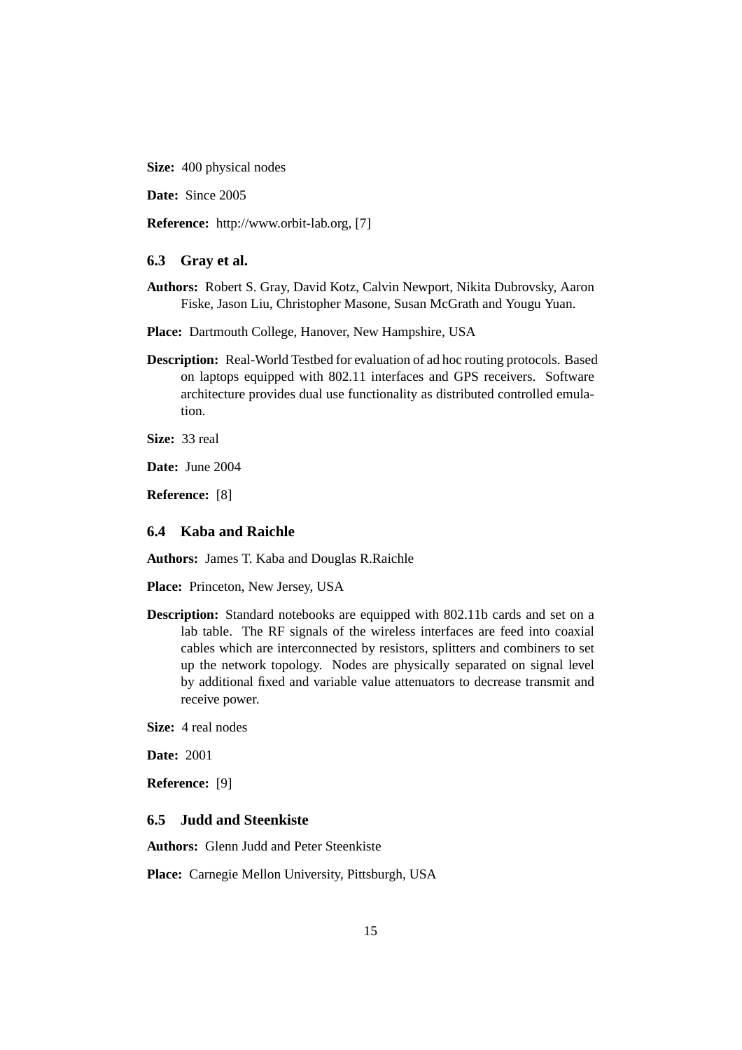**Size:** 400 physical nodes

**Date:** Since 2005

**Reference:** http://www.orbit-lab.org, [7]

### 6.3 Gray et al.

**Authors:** Robert S. Gray, David Kotz, Calvin Newport, Nikita Dubrovsky, Aaron Fiske, Jason Liu, Christopher Masone, Susan McGrath and Yougu Yuan.

**Place:** Dartmouth College, Hanover, New Hampshire, USA

**Description:** Real-World Testbed for evaluation of ad hoc routing protocols. Based on laptops equipped with 802.11 interfaces and GPS receivers. Software architecture provides dual use functionality as distributed controlled emulation.

**Size:** 33 real

**Date:** June 2004

**Reference:** [8]

### 6.4 Kaba and Raichle

**Authors:** James T. Kaba and Douglas R.Raichle

**Place:** Princeton, New Jersey, USA

**Description:** Standard notebooks are equipped with 802.11b cards and set on a lab table. The RF signals of the wireless interfaces are feed into coaxial cables which are interconnected by resistors, splitters and combiners to set up the network topology. Nodes are physically separated on signal level by additional fixed and variable value attenuators to decrease transmit and receive power.

**Size:** 4 real nodes

**Date:** 2001

**Reference:** [9]

### 6.5 Judd and Steenkiste

**Authors:** Glenn Judd and Peter Steenkiste

**Place:** Carnegie Mellon University, Pittsburgh, USA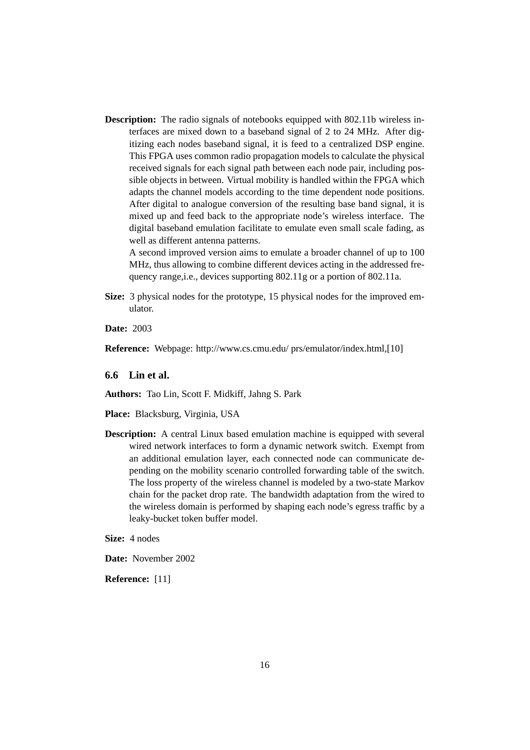**Description:** The radio signals of notebooks equipped with 802.11b wireless interfaces are mixed down to a baseband signal of 2 to 24 MHz. After digitizing each nodes baseband signal, it is feed to a centralized DSP engine. This FPGA uses common radio propagation models to calculate the physical received signals for each signal path between each node pair, including possible objects in between. Virtual mobility is handled within the FPGA which adapts the channel models according to the time dependent node positions. After digital to analogue conversion of the resulting base band signal, it is mixed up and feed back to the appropriate node's wireless interface. The digital baseband emulation facilitate to emulate even small scale fading, as well as different antenna patterns.

A second improved version aims to emulate a broader channel of up to 100 MHz, thus allowing to combine different devices acting in the addressed frequency range,i.e., devices supporting 802.11g or a portion of 802.11a.

**Size:** 3 physical nodes for the prototype, 15 physical nodes for the improved emulator.

**Date:** 2003

**Reference:** Webpage: http://www.cs.cmu.edu/ prs/emulator/index.html,[10]

### 6.6 Lin et al.

**Authors:** Tao Lin, Scott F. Midkiff, Jahng S. Park

**Place:** Blacksburg, Virginia, USA

**Description:** A central Linux based emulation machine is equipped with several wired network interfaces to form a dynamic network switch. Exempt from an additional emulation layer, each connected node can communicate depending on the mobility scenario controlled forwarding table of the switch. The loss property of the wireless channel is modeled by a two-state Markov chain for the packet drop rate. The bandwidth adaptation from the wired to the wireless domain is performed by shaping each node's egress traffic by a leaky-bucket token buffer model.

**Size:** 4 nodes

**Date:** November 2002

**Reference:** [11]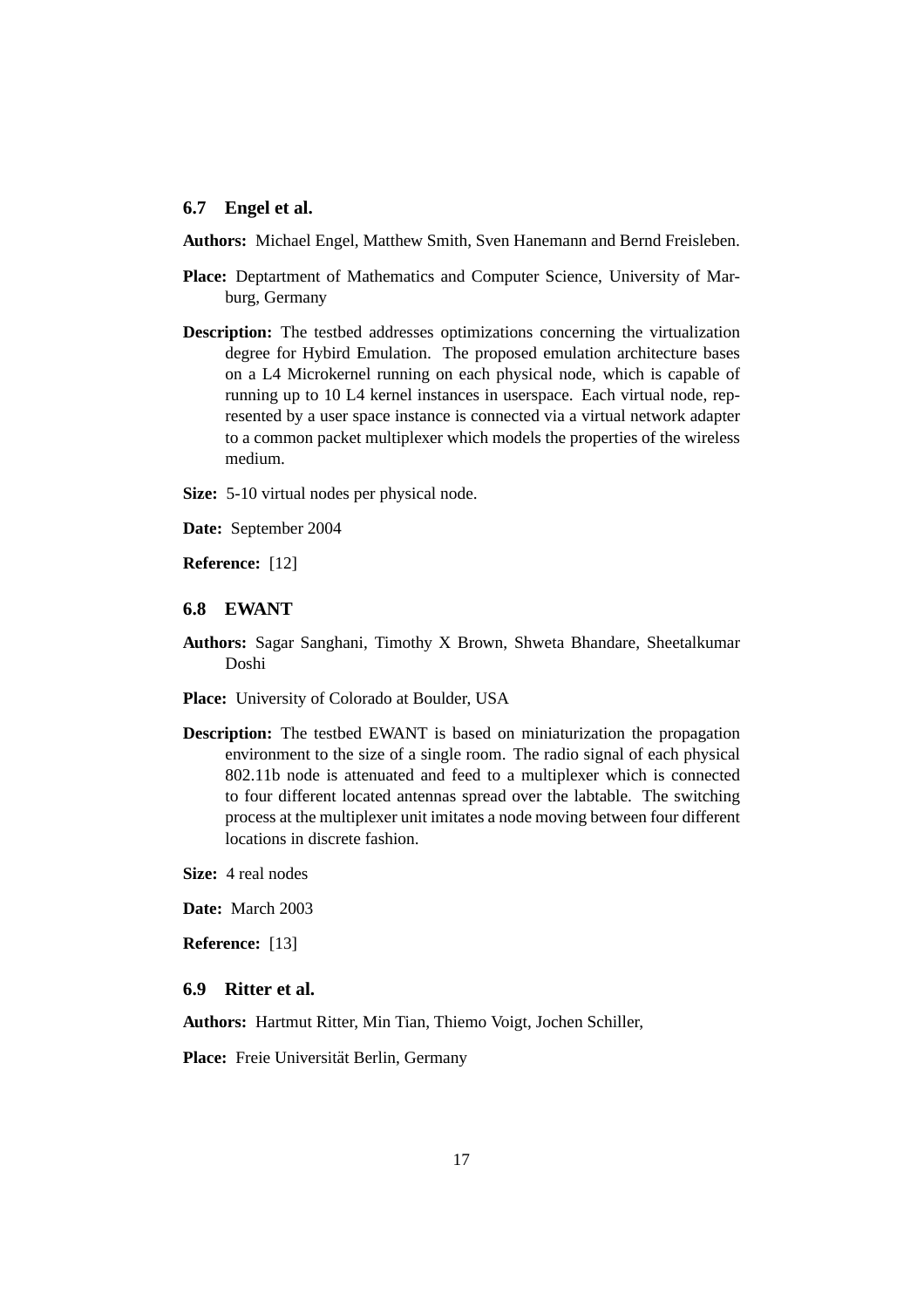### 6.7 Engel et al.

**Authors:** Michael Engel, Matthew Smith, Sven Hanemann and Bernd Freisleben.

**Place:** Deptartment of Mathematics and Computer Science, University of Marburg, Germany

**Description:** The testbed addresses optimizations concerning the virtualization degree for Hybird Emulation. The proposed emulation architecture bases on a L4 Microkernel running on each physical node, which is capable of running up to 10 L4 kernel instances in userspace. Each virtual node, represented by a user space instance is connected via a virtual network adapter to a common packet multiplexer which models the properties of the wireless medium.

**Size:** 5-10 virtual nodes per physical node.

**Date:** September 2004

**Reference:** [12]

### 6.8 EWANT

**Authors:** Sagar Sanghani, Timothy X Brown, Shweta Bhandare, Sheetalkumar Doshi

**Place:** University of Colorado at Boulder, USA

**Description:** The testbed EWANT is based on miniaturization the propagation environment to the size of a single room. The radio signal of each physical 802.11b node is attenuated and feed to a multiplexer which is connected to four different located antennas spread over the labtable. The switching process at the multiplexer unit imitates a node moving between four different locations in discrete fashion.

**Size:** 4 real nodes

**Date:** March 2003

**Reference:** [13]

### 6.9 Ritter et al.

**Authors:** Hartmut Ritter, Min Tian, Thiemo Voigt, Jochen Schiller,

**Place:** Freie Universität Berlin, Germany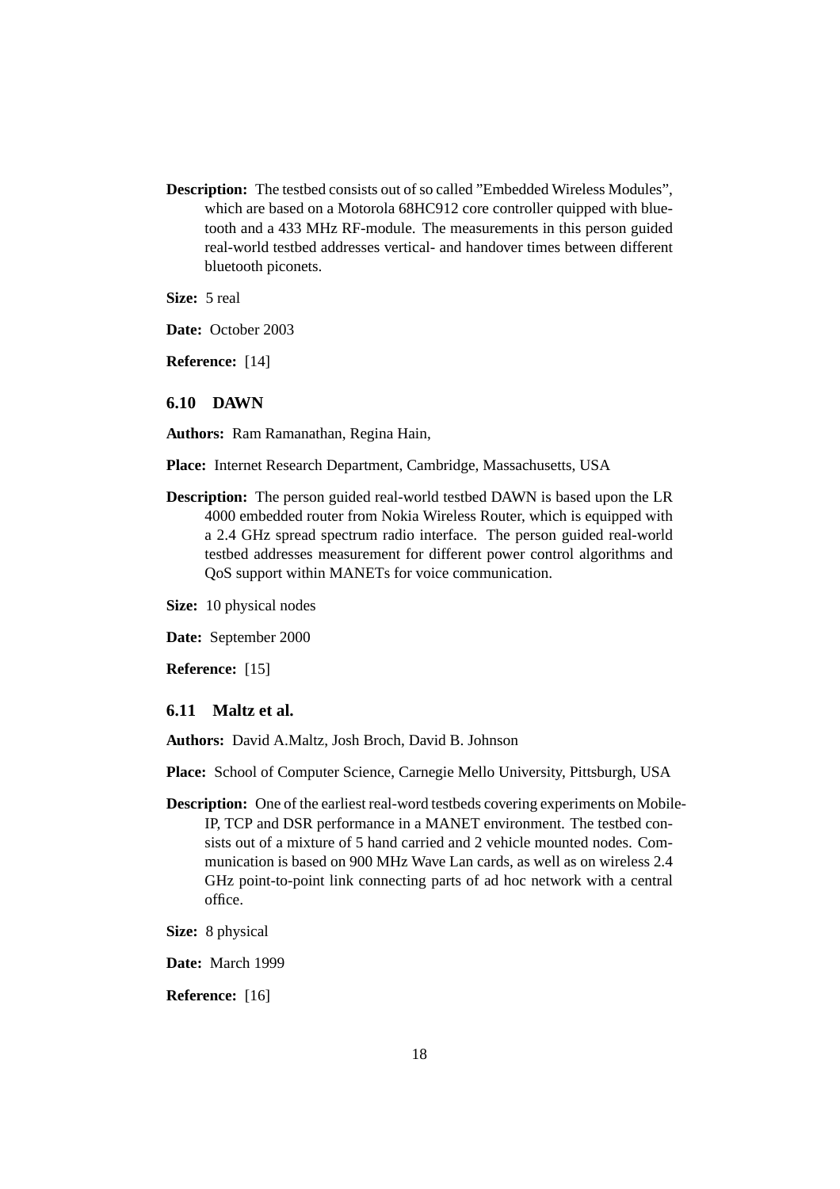**Description:** The testbed consists out of so called "Embedded Wireless Modules", which are based on a Motorola 68HC912 core controller quipped with bluetooth and a 433 MHz RF-module. The measurements in this person guided real-world testbed addresses vertical- and handover times between different bluetooth piconets.

**Size:** 5 real

**Date:** October 2003

**Reference:** [14]

### 6.10 DAWN

**Authors:** Ram Ramanathan, Regina Hain,

**Place:** Internet Research Department, Cambridge, Massachusetts, USA

**Description:** The person guided real-world testbed DAWN is based upon the LR 4000 embedded router from Nokia Wireless Router, which is equipped with a 2.4 GHz spread spectrum radio interface. The person guided real-world testbed addresses measurement for different power control algorithms and QoS support within MANETs for voice communication.

**Size:** 10 physical nodes

**Date:** September 2000

**Reference:** [15]

### 6.11 Maltz et al.

**Authors:** David A.Maltz, Josh Broch, David B. Johnson

**Place:** School of Computer Science, Carnegie Mello University, Pittsburgh, USA

**Description:** One of the earliest real-word testbeds covering experiments on Mobile-IP, TCP and DSR performance in a MANET environment. The testbed consists out of a mixture of 5 hand carried and 2 vehicle mounted nodes. Communication is based on 900 MHz Wave Lan cards, as well as on wireless 2.4 GHz point-to-point link connecting parts of ad hoc network with a central office.

**Size:** 8 physical

**Date:** March 1999

**Reference:** [16]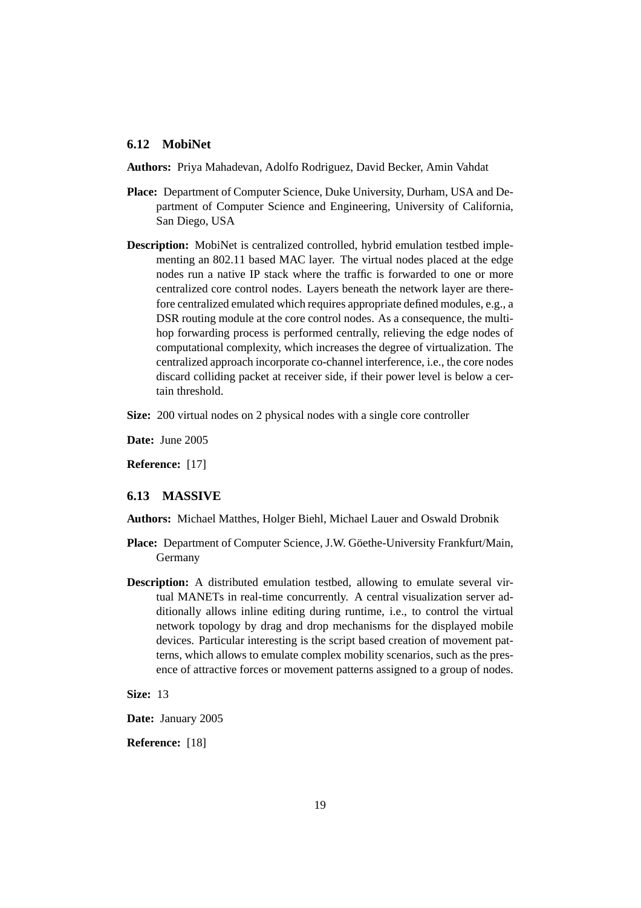### 6.12 MobiNet

**Authors:** Priya Mahadevan, Adolfo Rodriguez, David Becker, Amin Vahdat

**Place:** Department of Computer Science, Duke University, Durham, USA and Department of Computer Science and Engineering, University of California, San Diego, USA

**Description:** MobiNet is centralized controlled, hybrid emulation testbed implementing an 802.11 based MAC layer. The virtual nodes placed at the edge nodes run a native IP stack where the traffic is forwarded to one or more centralized core control nodes. Layers beneath the network layer are therefore centralized emulated which requires appropriate defined modules, e.g., a DSR routing module at the core control nodes. As a consequence, the multihop forwarding process is performed centrally, relieving the edge nodes of computational complexity, which increases the degree of virtualization. The centralized approach incorporate co-channel interference, i.e., the core nodes discard colliding packet at receiver side, if their power level is below a certain threshold.

**Size:** 200 virtual nodes on 2 physical nodes with a single core controller

**Date:** June 2005

**Reference:** [17]

### 6.13 MASSIVE

**Authors:** Michael Matthes, Holger Biehl, Michael Lauer and Oswald Drobnik

**Place:** Department of Computer Science, J.W. Göethe-University Frankfurt/Main, Germany

**Description:** A distributed emulation testbed, allowing to emulate several virtual MANETs in real-time concurrently. A central visualization server additionally allows inline editing during runtime, i.e., to control the virtual network topology by drag and drop mechanisms for the displayed mobile devices. Particular interesting is the script based creation of movement patterns, which allows to emulate complex mobility scenarios, such as the presence of attractive forces or movement patterns assigned to a group of nodes.

**Size:** 13

**Date:** January 2005

**Reference:** [18]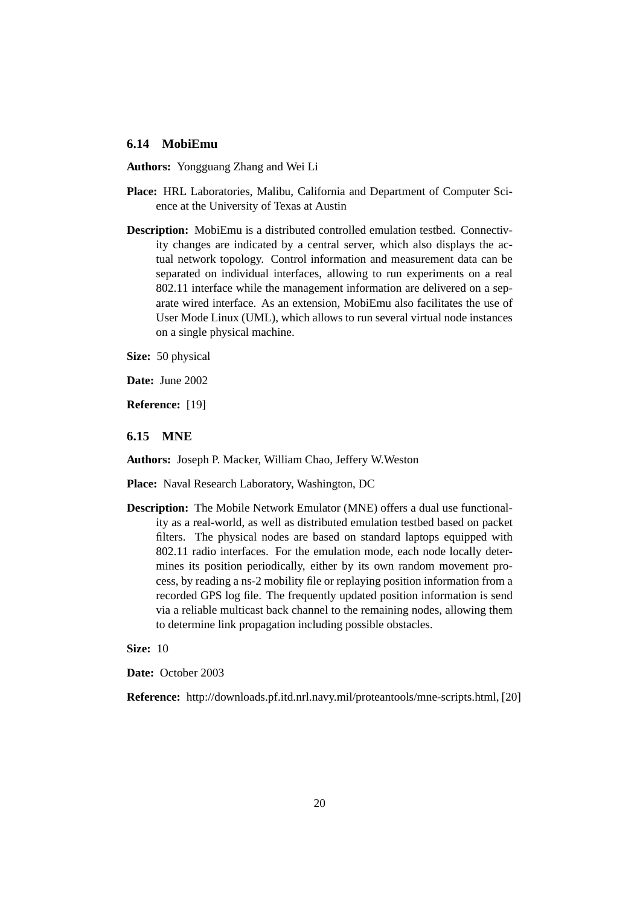### 6.14 MobiEmu

**Authors:** Yongguang Zhang and Wei Li

**Place:** HRL Laboratories, Malibu, California and Department of Computer Science at the University of Texas at Austin

**Description:** MobiEmu is a distributed controlled emulation testbed. Connectivity changes are indicated by a central server, which also displays the actual network topology. Control information and measurement data can be separated on individual interfaces, allowing to run experiments on a real 802.11 interface while the management information are delivered on a separate wired interface. As an extension, MobiEmu also facilitates the use of User Mode Linux (UML), which allows to run several virtual node instances on a single physical machine.

**Size:** 50 physical

**Date:** June 2002

**Reference:** [19]

### 6.15 MNE

**Authors:** Joseph P. Macker, William Chao, Jeffery W.Weston

**Place:** Naval Research Laboratory, Washington, DC

**Description:** The Mobile Network Emulator (MNE) offers a dual use functionality as a real-world, as well as distributed emulation testbed based on packet filters. The physical nodes are based on standard laptops equipped with 802.11 radio interfaces. For the emulation mode, each node locally determines its position periodically, either by its own random movement process, by reading a ns-2 mobility file or replaying position information from a recorded GPS log file. The frequently updated position information is send via a reliable multicast back channel to the remaining nodes, allowing them to determine link propagation including possible obstacles.

**Size:** 10

**Date:** October 2003

**Reference:** http://downloads.pf.itd.nrl.navy.mil/proteantools/mne-scripts.html, [20]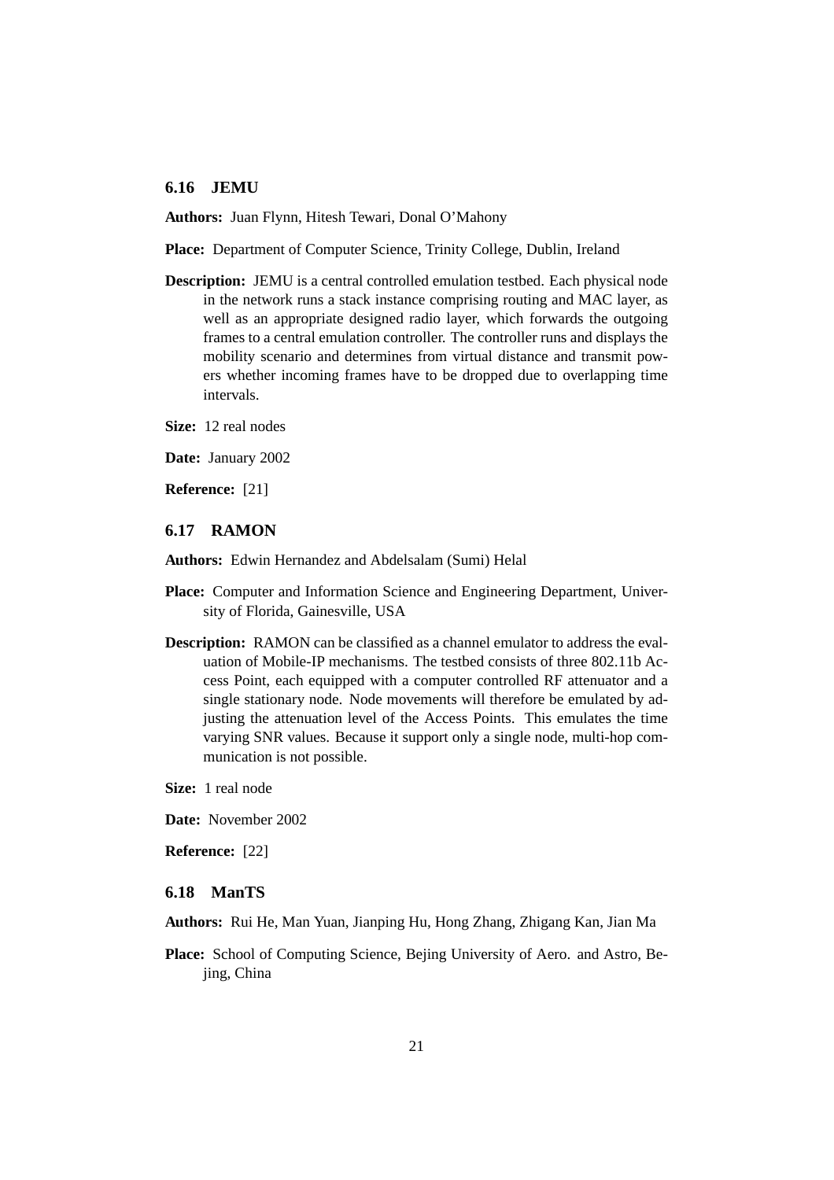### 6.16 JEMU

**Authors:** Juan Flynn, Hitesh Tewari, Donal O'Mahony

**Place:** Department of Computer Science, Trinity College, Dublin, Ireland

**Description:** JEMU is a central controlled emulation testbed. Each physical node in the network runs a stack instance comprising routing and MAC layer, as well as an appropriate designed radio layer, which forwards the outgoing frames to a central emulation controller. The controller runs and displays the mobility scenario and determines from virtual distance and transmit powers whether incoming frames have to be dropped due to overlapping time intervals.

**Size:** 12 real nodes

**Date:** January 2002

**Reference:** [21]

### 6.17 RAMON

**Authors:** Edwin Hernandez and Abdelsalam (Sumi) Helal

**Place:** Computer and Information Science and Engineering Department, University of Florida, Gainesville, USA

**Description:** RAMON can be classified as a channel emulator to address the evaluation of Mobile-IP mechanisms. The testbed consists of three 802.11b Access Point, each equipped with a computer controlled RF attenuator and a single stationary node. Node movements will therefore be emulated by adjusting the attenuation level of the Access Points. This emulates the time varying SNR values. Because it support only a single node, multi-hop communication is not possible.

**Size:** 1 real node

**Date:** November 2002

**Reference:** [22]

### 6.18 ManTS

**Authors:** Rui He, Man Yuan, Jianping Hu, Hong Zhang, Zhigang Kan, Jian Ma

**Place:** School of Computing Science, Bejing University of Aero. and Astro, Bejing, China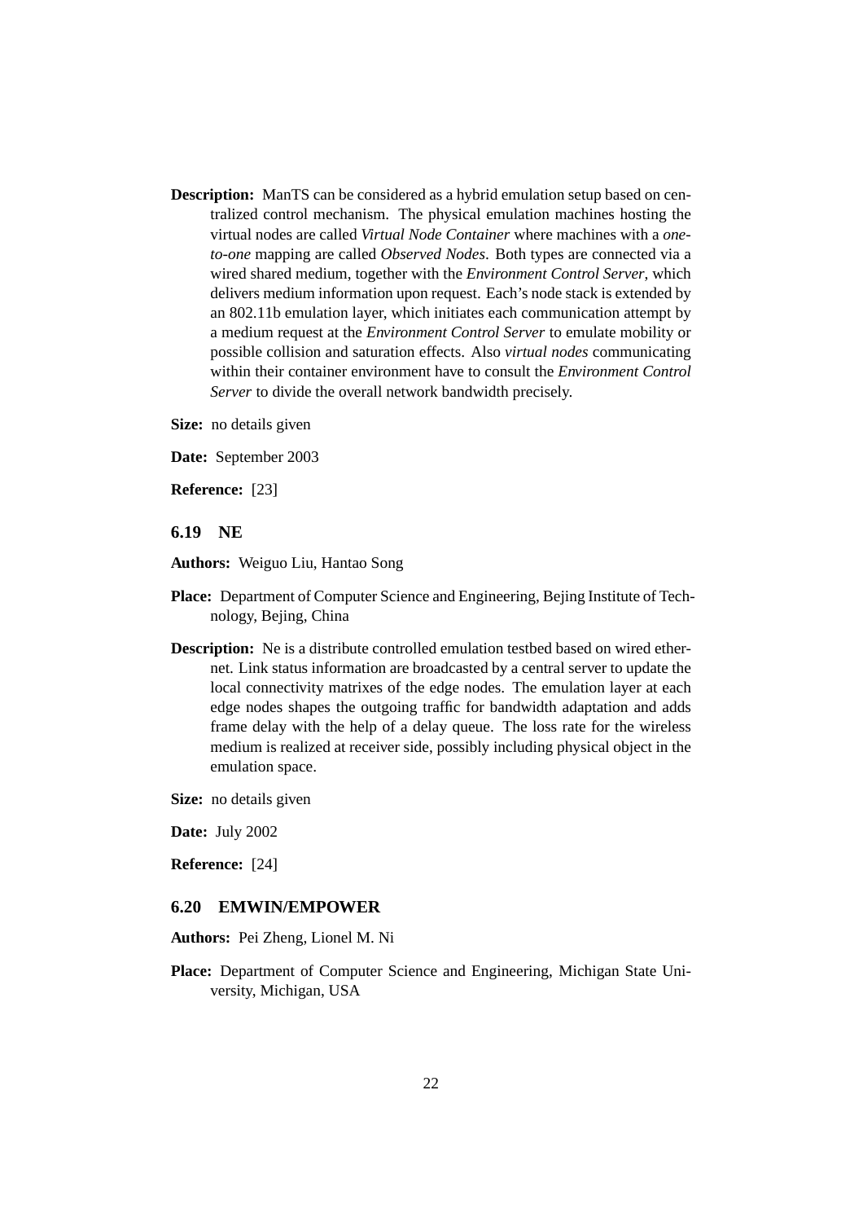**Description:** ManTS can be considered as a hybrid emulation setup based on centralized control mechanism. The physical emulation machines hosting the virtual nodes are called *Virtual Node Container* where machines with a *one-to-one* mapping are called *Observed Nodes*. Both types are connected via a wired shared medium, together with the *Environment Control Server*, which delivers medium information upon request. Each's node stack is extended by an 802.11b emulation layer, which initiates each communication attempt by a medium request at the *Environment Control Server* to emulate mobility or possible collision and saturation effects. Also *virtual nodes* communicating within their container environment have to consult the *Environment Control Server* to divide the overall network bandwidth precisely.

**Size:** no details given

**Date:** September 2003

**Reference:** [23]

### 6.19 NE

**Authors:** Weiguo Liu, Hantao Song

**Place:** Department of Computer Science and Engineering, Bejing Institute of Technology, Bejing, China

**Description:** Ne is a distribute controlled emulation testbed based on wired ethernet. Link status information are broadcasted by a central server to update the local connectivity matrixes of the edge nodes. The emulation layer at each edge nodes shapes the outgoing traffic for bandwidth adaptation and adds frame delay with the help of a delay queue. The loss rate for the wireless medium is realized at receiver side, possibly including physical object in the emulation space.

**Size:** no details given

**Date:** July 2002

**Reference:** [24]

### 6.20 EMWIN/EMPOWER

**Authors:** Pei Zheng, Lionel M. Ni

**Place:** Department of Computer Science and Engineering, Michigan State University, Michigan, USA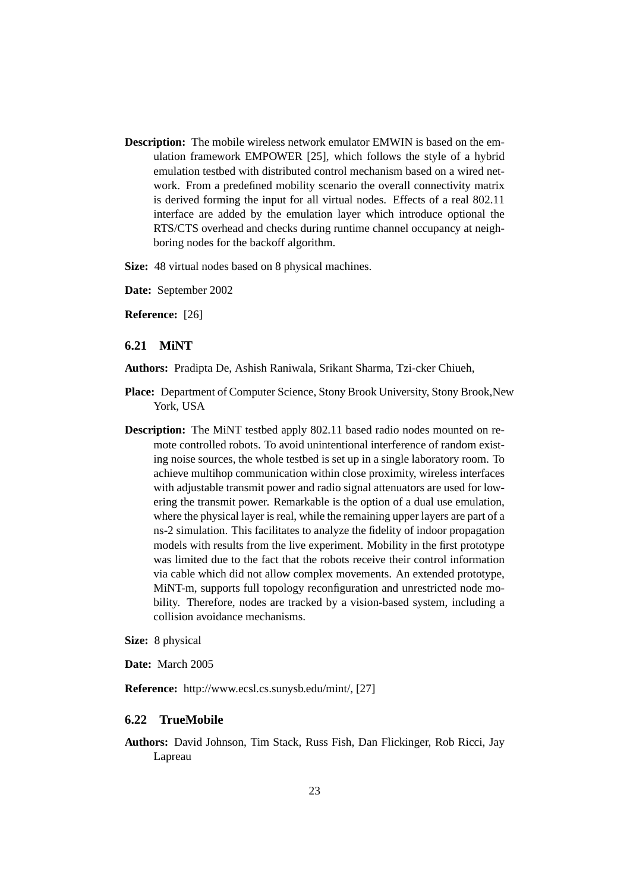**Description:** The mobile wireless network emulator EMWIN is based on the emulation framework EMPOWER [25], which follows the style of a hybrid emulation testbed with distributed control mechanism based on a wired network. From a predefined mobility scenario the overall connectivity matrix is derived forming the input for all virtual nodes. Effects of a real 802.11 interface are added by the emulation layer which introduce optional the RTS/CTS overhead and checks during runtime channel occupancy at neighboring nodes for the backoff algorithm.

**Size:** 48 virtual nodes based on 8 physical machines.

**Date:** September 2002

**Reference:** [26]

### 6.21 MiNT

**Authors:** Pradipta De, Ashish Raniwala, Srikant Sharma, Tzi-cker Chiueh,

**Place:** Department of Computer Science, Stony Brook University, Stony Brook,New York, USA

**Description:** The MiNT testbed apply 802.11 based radio nodes mounted on remote controlled robots. To avoid unintentional interference of random existing noise sources, the whole testbed is set up in a single laboratory room. To achieve multihop communication within close proximity, wireless interfaces with adjustable transmit power and radio signal attenuators are used for lowering the transmit power. Remarkable is the option of a dual use emulation, where the physical layer is real, while the remaining upper layers are part of a ns-2 simulation. This facilitates to analyze the fidelity of indoor propagation models with results from the live experiment. Mobility in the first prototype was limited due to the fact that the robots receive their control information via cable which did not allow complex movements. An extended prototype, MiNT-m, supports full topology reconfiguration and unrestricted node mobility. Therefore, nodes are tracked by a vision-based system, including a collision avoidance mechanisms.

**Size:** 8 physical

**Date:** March 2005

**Reference:** http://www.ecsl.cs.sunysb.edu/mint/, [27]

### 6.22 TrueMobile

**Authors:** David Johnson, Tim Stack, Russ Fish, Dan Flickinger, Rob Ricci, Jay Lapreau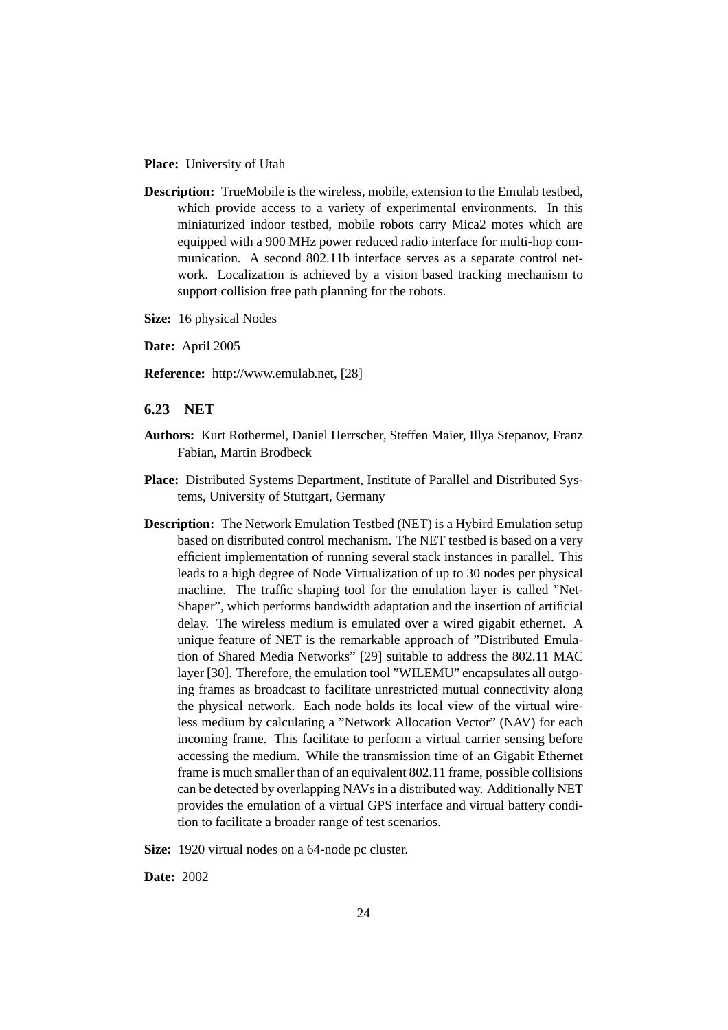**Place:** University of Utah

**Description:** TrueMobile is the wireless, mobile, extension to the Emulab testbed, which provide access to a variety of experimental environments. In this miniaturized indoor testbed, mobile robots carry Mica2 motes which are equipped with a 900 MHz power reduced radio interface for multi-hop communication. A second 802.11b interface serves as a separate control network. Localization is achieved by a vision based tracking mechanism to support collision free path planning for the robots.

**Size:** 16 physical Nodes

**Date:** April 2005

**Reference:** http://www.emulab.net, [28]

### 6.23 NET

**Authors:** Kurt Rothermel, Daniel Herrscher, Steffen Maier, Illya Stepanov, Franz Fabian, Martin Brodbeck

**Place:** Distributed Systems Department, Institute of Parallel and Distributed Systems, University of Stuttgart, Germany

**Description:** The Network Emulation Testbed (NET) is a Hybird Emulation setup based on distributed control mechanism. The NET testbed is based on a very efficient implementation of running several stack instances in parallel. This leads to a high degree of Node Virtualization of up to 30 nodes per physical machine. The traffic shaping tool for the emulation layer is called "NetShaper", which performs bandwidth adaptation and the insertion of artificial delay. The wireless medium is emulated over a wired gigabit ethernet. A unique feature of NET is the remarkable approach of "Distributed Emulation of Shared Media Networks" [29] suitable to address the 802.11 MAC layer [30]. Therefore, the emulation tool "WILEMU" encapsulates all outgoing frames as broadcast to facilitate unrestricted mutual connectivity along the physical network. Each node holds its local view of the virtual wireless medium by calculating a "Network Allocation Vector" (NAV) for each incoming frame. This facilitate to perform a virtual carrier sensing before accessing the medium. While the transmission time of an Gigabit Ethernet frame is much smaller than of an equivalent 802.11 frame, possible collisions can be detected by overlapping NAVs in a distributed way. Additionally NET provides the emulation of a virtual GPS interface and virtual battery condition to facilitate a broader range of test scenarios.

**Size:** 1920 virtual nodes on a 64-node pc cluster.

**Date:** 2002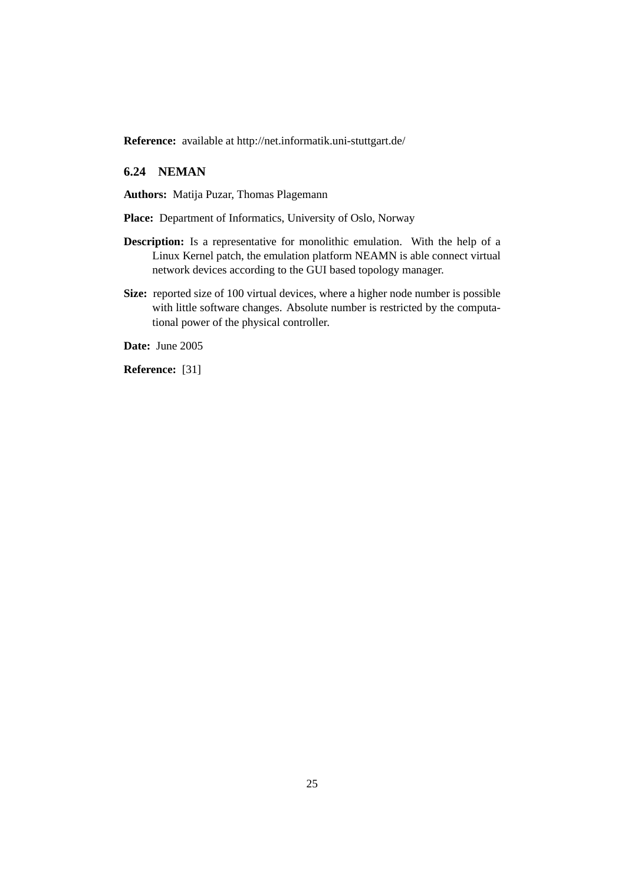**Reference:** available at http://net.informatik.uni-stuttgart.de/

### 6.24 NEMAN

**Authors:** Matija Puzar, Thomas Plagemann

**Place:** Department of Informatics, University of Oslo, Norway

**Description:** Is a representative for monolithic emulation. With the help of a Linux Kernel patch, the emulation platform NEAMN is able connect virtual network devices according to the GUI based topology manager.

**Size:** reported size of 100 virtual devices, where a higher node number is possible with little software changes. Absolute number is restricted by the computational power of the physical controller.

**Date:** June 2005

**Reference:** [31]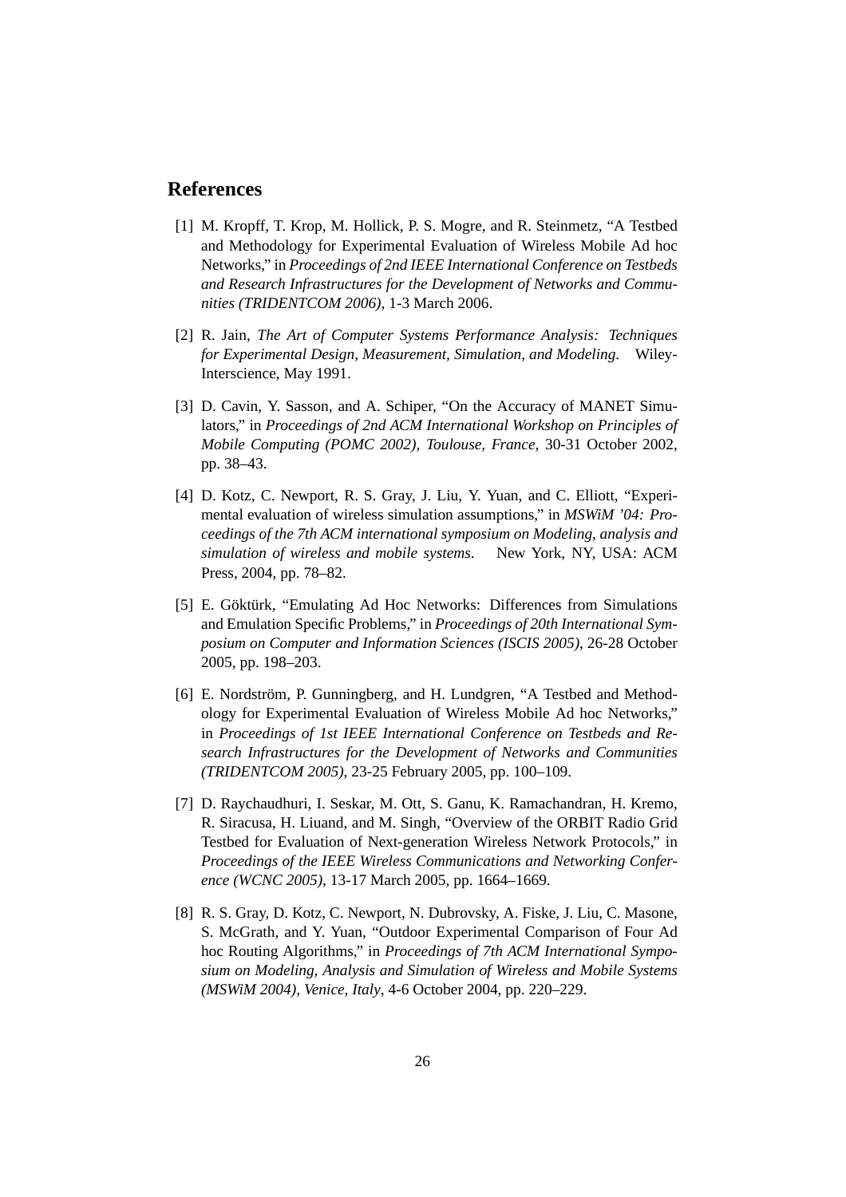## References

[1] M. Kropff, T. Krop, M. Hollick, P. S. Mogre, and R. Steinmetz, "A Testbed and Methodology for Experimental Evaluation of Wireless Mobile Ad hoc Networks," in *Proceedings of 2nd IEEE International Conference on Testbeds and Research Infrastructures for the Development of Networks and Communities (TRIDENTCOM 2006)*, 1-3 March 2006.

[2] R. Jain, *The Art of Computer Systems Performance Analysis: Techniques for Experimental Design, Measurement, Simulation, and Modeling*. Wiley-Interscience, May 1991.

[3] D. Cavin, Y. Sasson, and A. Schiper, "On the Accuracy of MANET Simulators," in *Proceedings of 2nd ACM International Workshop on Principles of Mobile Computing (POMC 2002), Toulouse, France*, 30-31 October 2002, pp. 38–43.

[4] D. Kotz, C. Newport, R. S. Gray, J. Liu, Y. Yuan, and C. Elliott, "Experimental evaluation of wireless simulation assumptions," in *MSWiM '04: Proceedings of the 7th ACM international symposium on Modeling, analysis and simulation of wireless and mobile systems*. New York, NY, USA: ACM Press, 2004, pp. 78–82.

[5] E. Göktürk, "Emulating Ad Hoc Networks: Differences from Simulations and Emulation Specific Problems," in *Proceedings of 20th International Symposium on Computer and Information Sciences (ISCIS 2005)*, 26-28 October 2005, pp. 198–203.

[6] E. Nordström, P. Gunningberg, and H. Lundgren, "A Testbed and Methodology for Experimental Evaluation of Wireless Mobile Ad hoc Networks," in *Proceedings of 1st IEEE International Conference on Testbeds and Research Infrastructures for the Development of Networks and Communities (TRIDENTCOM 2005)*, 23-25 February 2005, pp. 100–109.

[7] D. Raychaudhuri, I. Seskar, M. Ott, S. Ganu, K. Ramachandran, H. Kremo, R. Siracusa, H. Liuand, and M. Singh, "Overview of the ORBIT Radio Grid Testbed for Evaluation of Next-generation Wireless Network Protocols," in *Proceedings of the IEEE Wireless Communications and Networking Conference (WCNC 2005)*, 13-17 March 2005, pp. 1664–1669.

[8] R. S. Gray, D. Kotz, C. Newport, N. Dubrovsky, A. Fiske, J. Liu, C. Masone, S. McGrath, and Y. Yuan, "Outdoor Experimental Comparison of Four Ad hoc Routing Algorithms," in *Proceedings of 7th ACM International Symposium on Modeling, Analysis and Simulation of Wireless and Mobile Systems (MSWiM 2004), Venice, Italy*, 4-6 October 2004, pp. 220–229.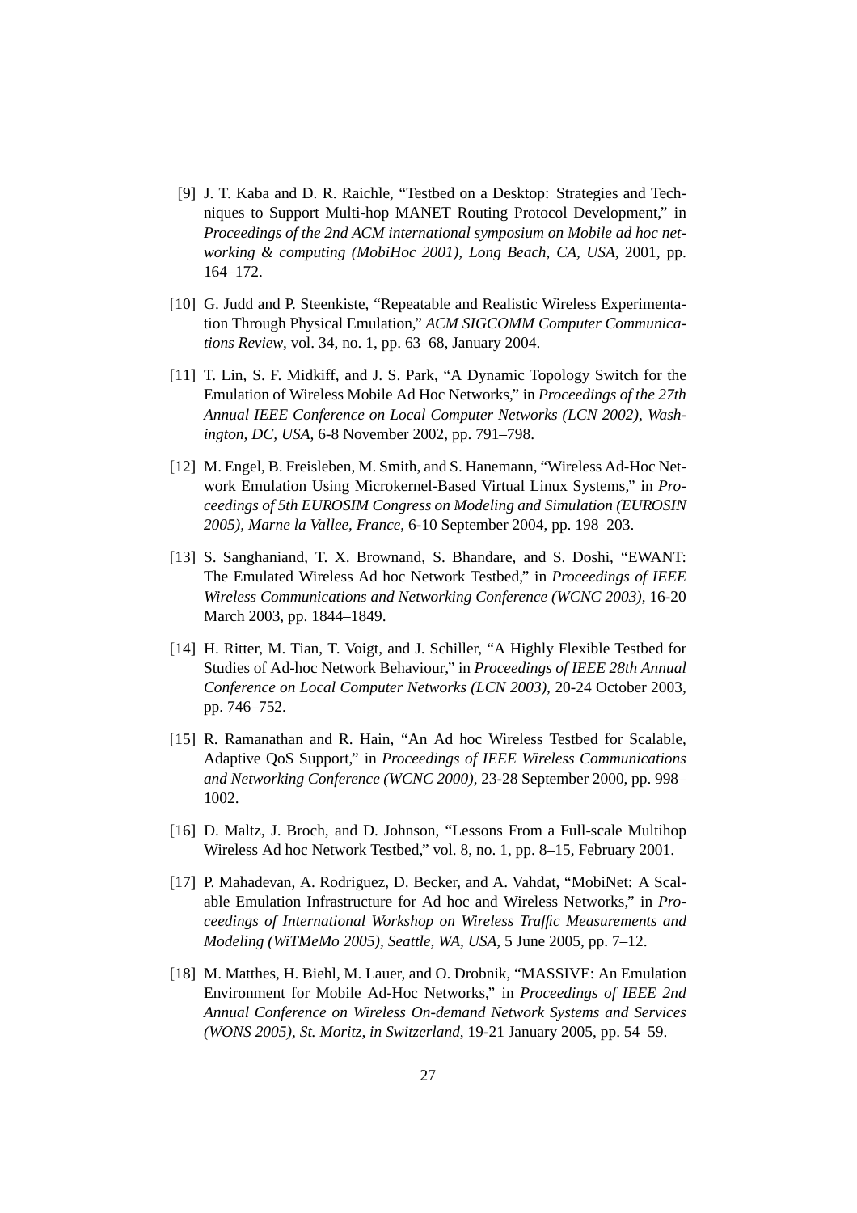[9] J. T. Kaba and D. R. Raichle, "Testbed on a Desktop: Strategies and Techniques to Support Multi-hop MANET Routing Protocol Development," in *Proceedings of the 2nd ACM international symposium on Mobile ad hoc networking & computing (MobiHoc 2001), Long Beach, CA, USA*, 2001, pp. 164–172.

[10] G. Judd and P. Steenkiste, "Repeatable and Realistic Wireless Experimentation Through Physical Emulation," *ACM SIGCOMM Computer Communications Review*, vol. 34, no. 1, pp. 63–68, January 2004.

[11] T. Lin, S. F. Midkiff, and J. S. Park, "A Dynamic Topology Switch for the Emulation of Wireless Mobile Ad Hoc Networks," in *Proceedings of the 27th Annual IEEE Conference on Local Computer Networks (LCN 2002), Washington, DC, USA*, 6-8 November 2002, pp. 791–798.

[12] M. Engel, B. Freisleben, M. Smith, and S. Hanemann, "Wireless Ad-Hoc Network Emulation Using Microkernel-Based Virtual Linux Systems," in *Proceedings of 5th EUROSIM Congress on Modeling and Simulation (EUROSIN 2005), Marne la Vallee, France*, 6-10 September 2004, pp. 198–203.

[13] S. Sanghaniand, T. X. Brownand, S. Bhandare, and S. Doshi, "EWANT: The Emulated Wireless Ad hoc Network Testbed," in *Proceedings of IEEE Wireless Communications and Networking Conference (WCNC 2003)*, 16-20 March 2003, pp. 1844–1849.

[14] H. Ritter, M. Tian, T. Voigt, and J. Schiller, "A Highly Flexible Testbed for Studies of Ad-hoc Network Behaviour," in *Proceedings of IEEE 28th Annual Conference on Local Computer Networks (LCN 2003)*, 20-24 October 2003, pp. 746–752.

[15] R. Ramanathan and R. Hain, "An Ad hoc Wireless Testbed for Scalable, Adaptive QoS Support," in *Proceedings of IEEE Wireless Communications and Networking Conference (WCNC 2000)*, 23-28 September 2000, pp. 998–1002.

[16] D. Maltz, J. Broch, and D. Johnson, "Lessons From a Full-scale Multihop Wireless Ad hoc Network Testbed," vol. 8, no. 1, pp. 8–15, February 2001.

[17] P. Mahadevan, A. Rodriguez, D. Becker, and A. Vahdat, "MobiNet: A Scalable Emulation Infrastructure for Ad hoc and Wireless Networks," in *Proceedings of International Workshop on Wireless Traffic Measurements and Modeling (WiTMeMo 2005), Seattle, WA, USA*, 5 June 2005, pp. 7–12.

[18] M. Matthes, H. Biehl, M. Lauer, and O. Drobnik, "MASSIVE: An Emulation Environment for Mobile Ad-Hoc Networks," in *Proceedings of IEEE 2nd Annual Conference on Wireless On-demand Network Systems and Services (WONS 2005), St. Moritz, in Switzerland*, 19-21 January 2005, pp. 54–59.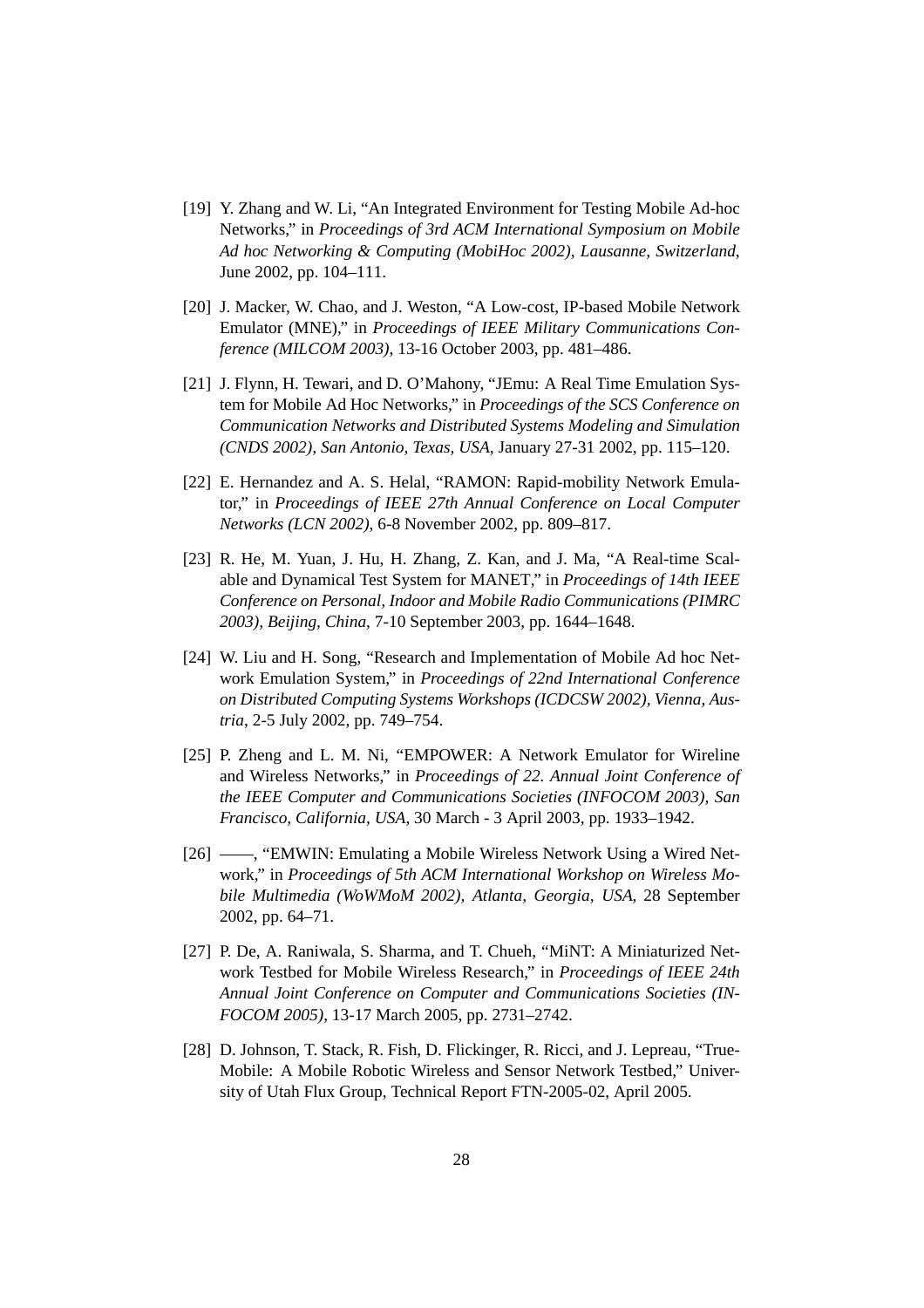[19] Y. Zhang and W. Li, "An Integrated Environment for Testing Mobile Ad-hoc Networks," in *Proceedings of 3rd ACM International Symposium on Mobile Ad hoc Networking & Computing (MobiHoc 2002), Lausanne, Switzerland*, June 2002, pp. 104–111.

[20] J. Macker, W. Chao, and J. Weston, "A Low-cost, IP-based Mobile Network Emulator (MNE)," in *Proceedings of IEEE Military Communications Conference (MILCOM 2003)*, 13-16 October 2003, pp. 481–486.

[21] J. Flynn, H. Tewari, and D. O'Mahony, "JEmu: A Real Time Emulation System for Mobile Ad Hoc Networks," in *Proceedings of the SCS Conference on Communication Networks and Distributed Systems Modeling and Simulation (CNDS 2002), San Antonio, Texas, USA*, January 27-31 2002, pp. 115–120.

[22] E. Hernandez and A. S. Helal, "RAMON: Rapid-mobility Network Emulator," in *Proceedings of IEEE 27th Annual Conference on Local Computer Networks (LCN 2002)*, 6-8 November 2002, pp. 809–817.

[23] R. He, M. Yuan, J. Hu, H. Zhang, Z. Kan, and J. Ma, "A Real-time Scalable and Dynamical Test System for MANET," in *Proceedings of 14th IEEE Conference on Personal, Indoor and Mobile Radio Communications (PIMRC 2003), Beijing, China*, 7-10 September 2003, pp. 1644–1648.

[24] W. Liu and H. Song, "Research and Implementation of Mobile Ad hoc Network Emulation System," in *Proceedings of 22nd International Conference on Distributed Computing Systems Workshops (ICDCSW 2002), Vienna, Austria*, 2-5 July 2002, pp. 749–754.

[25] P. Zheng and L. M. Ni, "EMPOWER: A Network Emulator for Wireline and Wireless Networks," in *Proceedings of 22. Annual Joint Conference of the IEEE Computer and Communications Societies (INFOCOM 2003), San Francisco, California, USA*, 30 March - 3 April 2003, pp. 1933–1942.

[26] ——, "EMWIN: Emulating a Mobile Wireless Network Using a Wired Network," in *Proceedings of 5th ACM International Workshop on Wireless Mobile Multimedia (WoWMoM 2002), Atlanta, Georgia, USA*, 28 September 2002, pp. 64–71.

[27] P. De, A. Raniwala, S. Sharma, and T. Chueh, "MiNT: A Miniaturized Network Testbed for Mobile Wireless Research," in *Proceedings of IEEE 24th Annual Joint Conference on Computer and Communications Societies (INFOCOM 2005)*, 13-17 March 2005, pp. 2731–2742.

[28] D. Johnson, T. Stack, R. Fish, D. Flickinger, R. Ricci, and J. Lepreau, "TrueMobile: A Mobile Robotic Wireless and Sensor Network Testbed," University of Utah Flux Group, Technical Report FTN-2005-02, April 2005.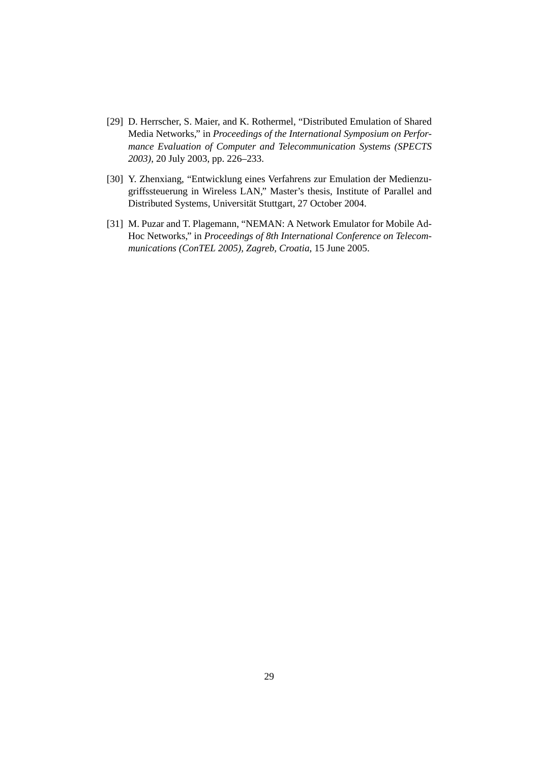[29] D. Herrscher, S. Maier, and K. Rothermel, "Distributed Emulation of Shared Media Networks," in *Proceedings of the International Symposium on Performance Evaluation of Computer and Telecommunication Systems (SPECTS 2003)*, 20 July 2003, pp. 226–233.

[30] Y. Zhenxiang, "Entwicklung eines Verfahrens zur Emulation der Medienzugriffssteuerung in Wireless LAN," Master's thesis, Institute of Parallel and Distributed Systems, Universität Stuttgart, 27 October 2004.

[31] M. Puzar and T. Plagemann, "NEMAN: A Network Emulator for Mobile Ad-Hoc Networks," in *Proceedings of 8th International Conference on Telecommunications (ConTEL 2005), Zagreb, Croatia*, 15 June 2005.